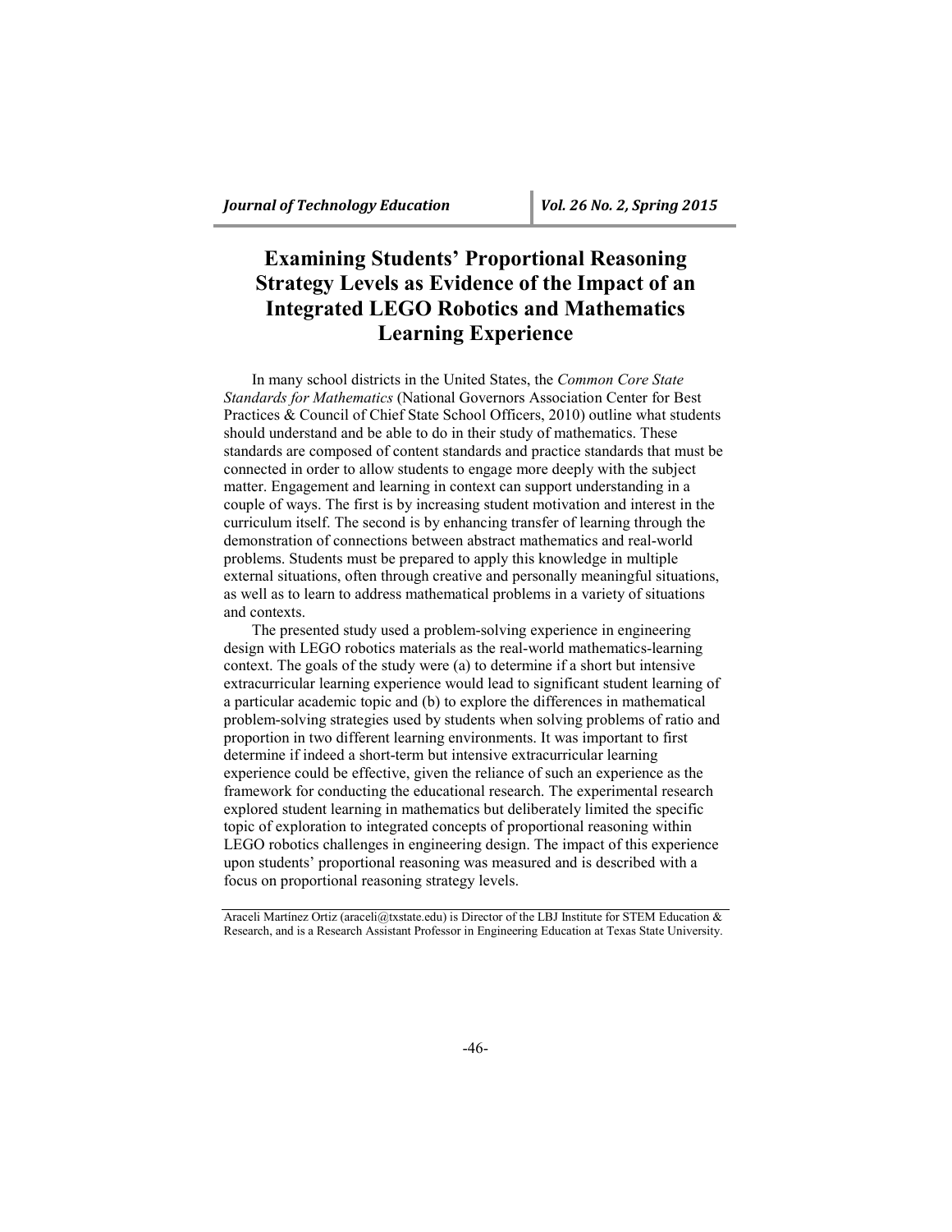# Examining Students' Proportional Reasoning Strategy Levels as Evidence of the Impact of an Integrated LEGO Robotics and Mathematics Learning Experience

In many school districts in the United States, the *Common Core State Standards for Mathematics* (National Governors Association Center for Best Practices & Council of Chief State School Officers, 2010) outline what students should understand and be able to do in their study of mathematics. These standards are composed of content standards and practice standards that must be connected in order to allow students to engage more deeply with the subject matter. Engagement and learning in context can support understanding in a couple of ways. The first is by increasing student motivation and interest in the curriculum itself. The second is by enhancing transfer of learning through the demonstration of connections between abstract mathematics and real-world problems. Students must be prepared to apply this knowledge in multiple external situations, often through creative and personally meaningful situations, as well as to learn to address mathematical problems in a variety of situations and contexts.

The presented study used a problem-solving experience in engineering design with LEGO robotics materials as the real-world mathematics-learning context. The goals of the study were (a) to determine if a short but intensive extracurricular learning experience would lead to significant student learning of a particular academic topic and (b) to explore the differences in mathematical problem-solving strategies used by students when solving problems of ratio and proportion in two different learning environments. It was important to first determine if indeed a short-term but intensive extracurricular learning experience could be effective, given the reliance of such an experience as the framework for conducting the educational research. The experimental research explored student learning in mathematics but deliberately limited the specific topic of exploration to integrated concepts of proportional reasoning within LEGO robotics challenges in engineering design. The impact of this experience upon students' proportional reasoning was measured and is described with a focus on proportional reasoning strategy levels.

---

Araceli Martínez Ortiz (araceli@txstate.edu) is Director of the LBJ Institute for STEM Education & Research, and is a Research Assistant Professor in Engineering Education at Texas State University.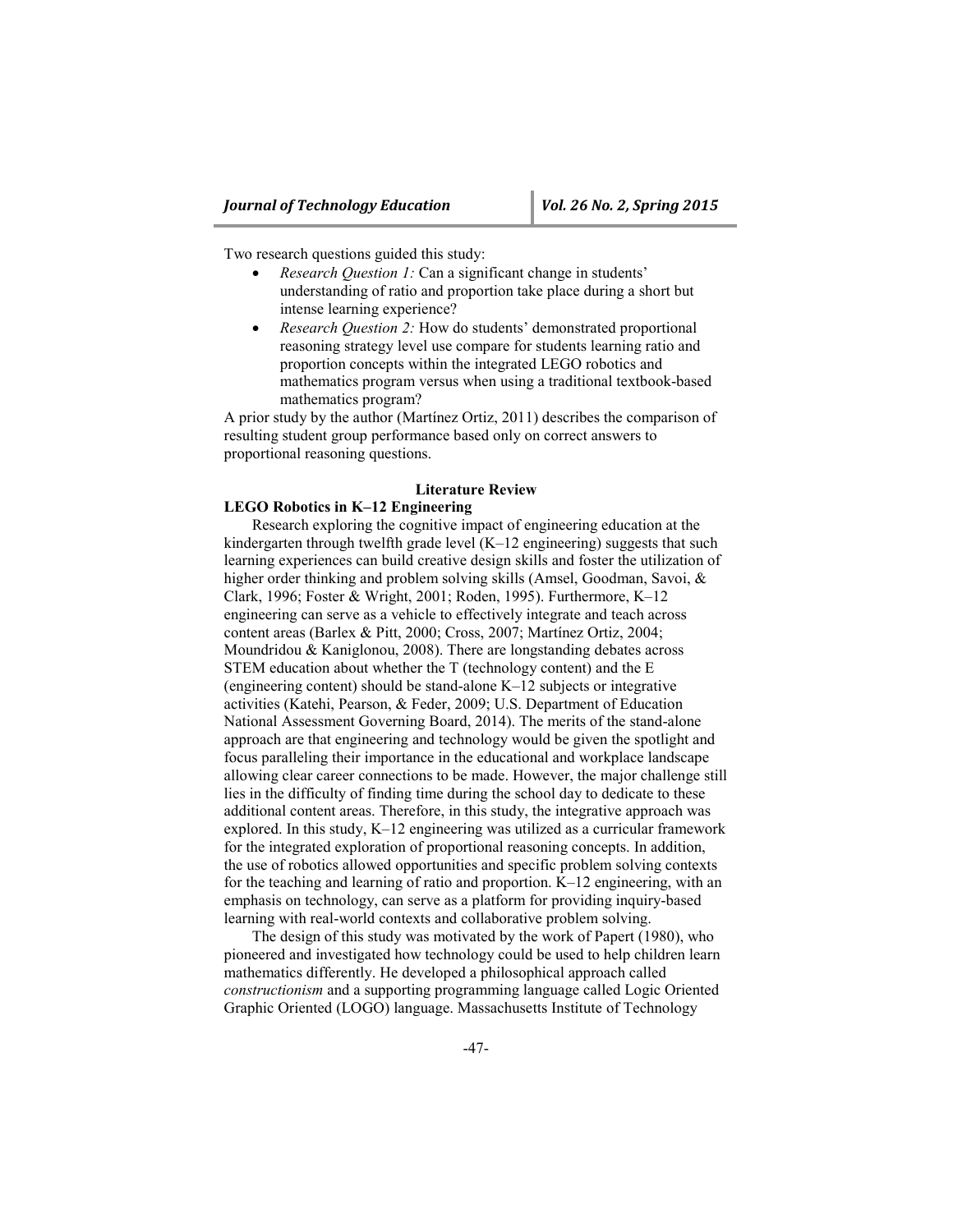Two research questions guided this study:

- *Research Question 1:* Can a significant change in students' understanding of ratio and proportion take place during a short but intense learning experience?
- *Research Question 2:* How do students' demonstrated proportional reasoning strategy level use compare for students learning ratio and proportion concepts within the integrated LEGO robotics and mathematics program versus when using a traditional textbook-based mathematics program?

A prior study by the author (Martínez Ortiz, 2011) describes the comparison of resulting student group performance based only on correct answers to proportional reasoning questions.

## Literature Review

### LEGO Robotics in K–12 Engineering

Research exploring the cognitive impact of engineering education at the kindergarten through twelfth grade level (K–12 engineering) suggests that such learning experiences can build creative design skills and foster the utilization of higher order thinking and problem solving skills (Amsel, Goodman, Savoi, & Clark, 1996; Foster & Wright, 2001; Roden, 1995). Furthermore, K–12 engineering can serve as a vehicle to effectively integrate and teach across content areas (Barlex & Pitt, 2000; Cross, 2007; Martínez Ortiz, 2004; Moundridou & Kaniglonou, 2008). There are longstanding debates across STEM education about whether the T (technology content) and the E (engineering content) should be stand-alone K–12 subjects or integrative activities (Katehi, Pearson, & Feder, 2009; U.S. Department of Education National Assessment Governing Board, 2014). The merits of the stand-alone approach are that engineering and technology would be given the spotlight and focus paralleling their importance in the educational and workplace landscape allowing clear career connections to be made. However, the major challenge still lies in the difficulty of finding time during the school day to dedicate to these additional content areas. Therefore, in this study, the integrative approach was explored. In this study, K–12 engineering was utilized as a curricular framework for the integrated exploration of proportional reasoning concepts. In addition, the use of robotics allowed opportunities and specific problem solving contexts for the teaching and learning of ratio and proportion. K–12 engineering, with an emphasis on technology, can serve as a platform for providing inquiry-based learning with real-world contexts and collaborative problem solving.

The design of this study was motivated by the work of Papert (1980), who pioneered and investigated how technology could be used to help children learn mathematics differently. He developed a philosophical approach called *constructionism* and a supporting programming language called Logic Oriented Graphic Oriented (LOGO) language. Massachusetts Institute of Technology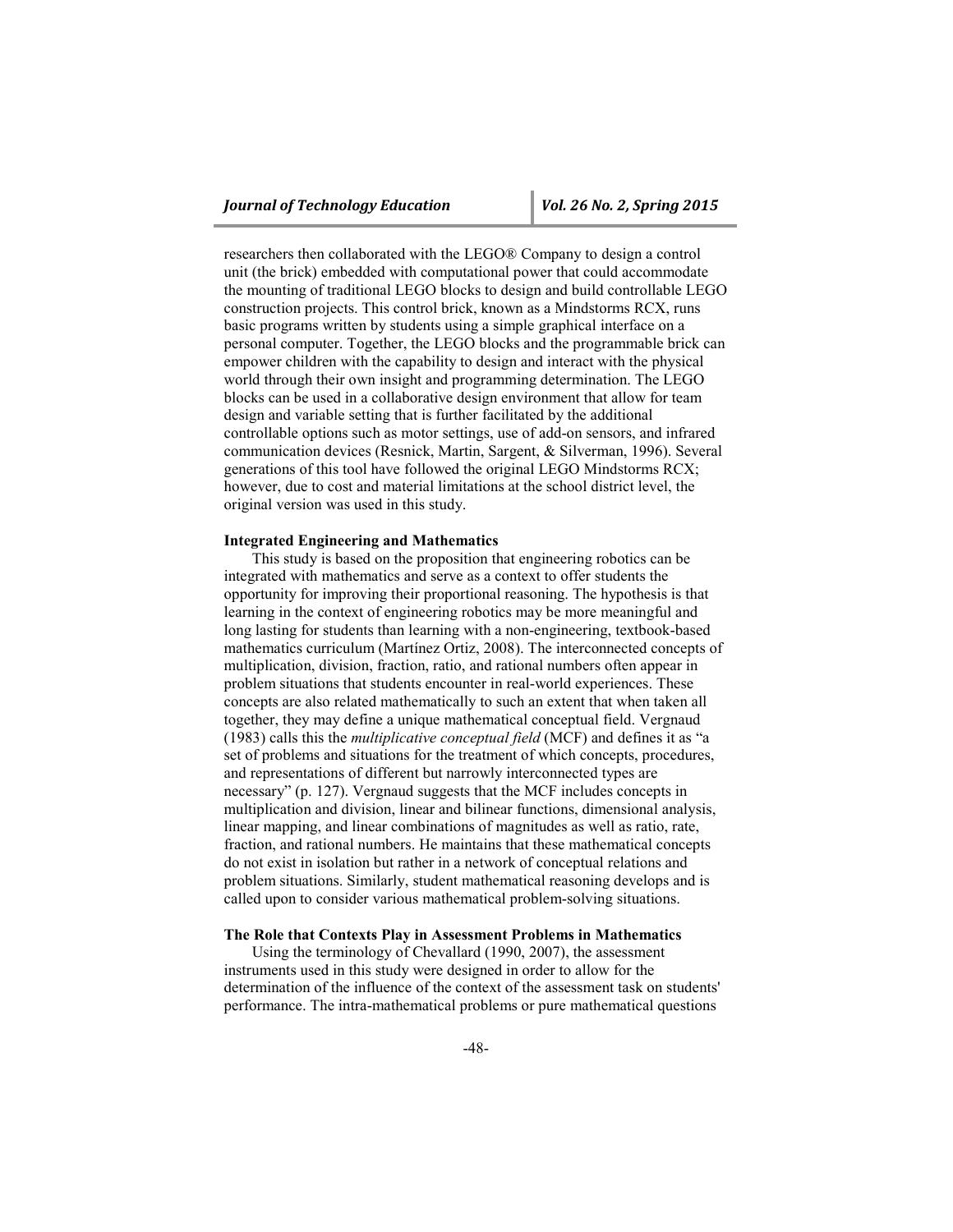researchers then collaborated with the LEGO® Company to design a control unit (the brick) embedded with computational power that could accommodate the mounting of traditional LEGO blocks to design and build controllable LEGO construction projects. This control brick, known as a Mindstorms RCX, runs basic programs written by students using a simple graphical interface on a personal computer. Together, the LEGO blocks and the programmable brick can empower children with the capability to design and interact with the physical world through their own insight and programming determination. The LEGO blocks can be used in a collaborative design environment that allow for team design and variable setting that is further facilitated by the additional controllable options such as motor settings, use of add-on sensors, and infrared communication devices (Resnick, Martin, Sargent, & Silverman, 1996). Several generations of this tool have followed the original LEGO Mindstorms RCX; however, due to cost and material limitations at the school district level, the original version was used in this study.

**Integrated Engineering and Mathematics**

This study is based on the proposition that engineering robotics can be integrated with mathematics and serve as a context to offer students the opportunity for improving their proportional reasoning. The hypothesis is that learning in the context of engineering robotics may be more meaningful and long lasting for students than learning with a non-engineering, textbook-based mathematics curriculum (Martínez Ortiz, 2008). The interconnected concepts of multiplication, division, fraction, ratio, and rational numbers often appear in problem situations that students encounter in real-world experiences. These concepts are also related mathematically to such an extent that when taken all together, they may define a unique mathematical conceptual field. Vergnaud (1983) calls this the *multiplicative conceptual field* (MCF) and defines it as "a set of problems and situations for the treatment of which concepts, procedures, and representations of different but narrowly interconnected types are necessary" (p. 127). Vergnaud suggests that the MCF includes concepts in multiplication and division, linear and bilinear functions, dimensional analysis, linear mapping, and linear combinations of magnitudes as well as ratio, rate, fraction, and rational numbers. He maintains that these mathematical concepts do not exist in isolation but rather in a network of conceptual relations and problem situations. Similarly, student mathematical reasoning develops and is called upon to consider various mathematical problem-solving situations.

**The Role that Contexts Play in Assessment Problems in Mathematics**

Using the terminology of Chevallard (1990, 2007), the assessment instruments used in this study were designed in order to allow for the determination of the influence of the context of the assessment task on students' performance. The intra-mathematical problems or pure mathematical questions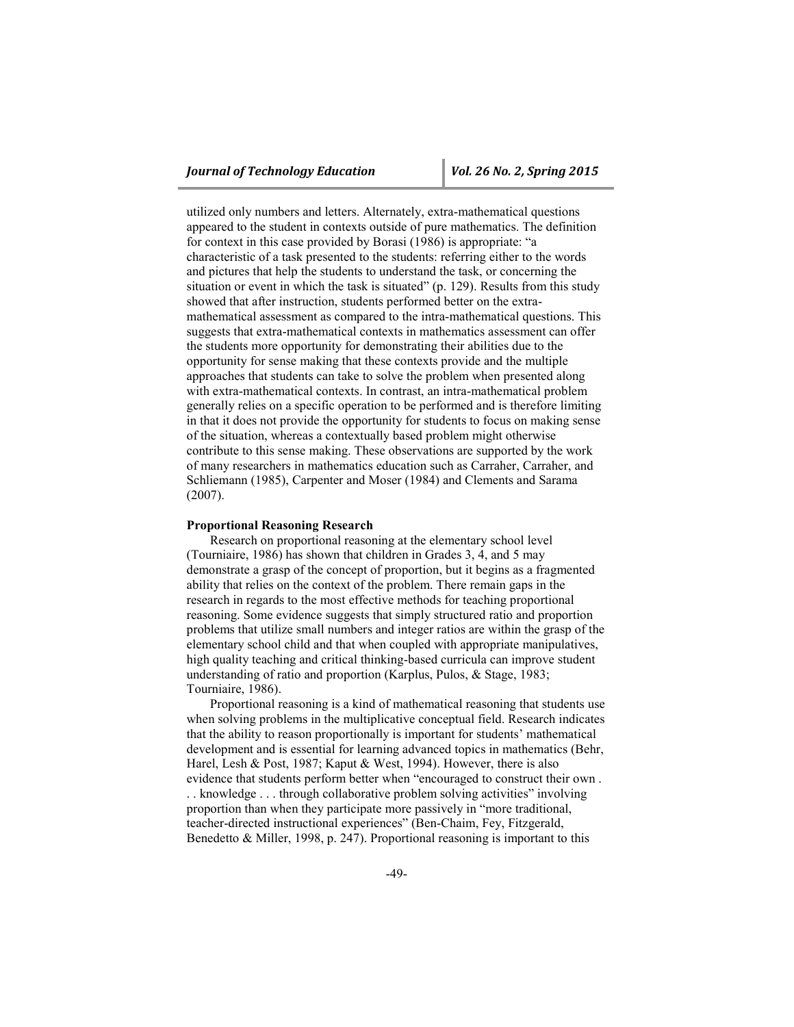utilized only numbers and letters. Alternately, extra-mathematical questions appeared to the student in contexts outside of pure mathematics. The definition for context in this case provided by Borasi (1986) is appropriate: "a characteristic of a task presented to the students: referring either to the words and pictures that help the students to understand the task, or concerning the situation or event in which the task is situated" (p. 129). Results from this study showed that after instruction, students performed better on the extra-mathematical assessment as compared to the intra-mathematical questions. This suggests that extra-mathematical contexts in mathematics assessment can offer the students more opportunity for demonstrating their abilities due to the opportunity for sense making that these contexts provide and the multiple approaches that students can take to solve the problem when presented along with extra-mathematical contexts. In contrast, an intra-mathematical problem generally relies on a specific operation to be performed and is therefore limiting in that it does not provide the opportunity for students to focus on making sense of the situation, whereas a contextually based problem might otherwise contribute to this sense making. These observations are supported by the work of many researchers in mathematics education such as Carraher, Carraher, and Schliemann (1985), Carpenter and Moser (1984) and Clements and Sarama (2007).

**Proportional Reasoning Research**

Research on proportional reasoning at the elementary school level (Tourniaire, 1986) has shown that children in Grades 3, 4, and 5 may demonstrate a grasp of the concept of proportion, but it begins as a fragmented ability that relies on the context of the problem. There remain gaps in the research in regards to the most effective methods for teaching proportional reasoning. Some evidence suggests that simply structured ratio and proportion problems that utilize small numbers and integer ratios are within the grasp of the elementary school child and that when coupled with appropriate manipulatives, high quality teaching and critical thinking-based curricula can improve student understanding of ratio and proportion (Karplus, Pulos, & Stage, 1983; Tourniaire, 1986).

Proportional reasoning is a kind of mathematical reasoning that students use when solving problems in the multiplicative conceptual field. Research indicates that the ability to reason proportionally is important for students' mathematical development and is essential for learning advanced topics in mathematics (Behr, Harel, Lesh & Post, 1987; Kaput & West, 1994). However, there is also evidence that students perform better when "encouraged to construct their own . . . knowledge . . . through collaborative problem solving activities" involving proportion than when they participate more passively in "more traditional, teacher-directed instructional experiences" (Ben-Chaim, Fey, Fitzgerald, Benedetto & Miller, 1998, p. 247). Proportional reasoning is important to this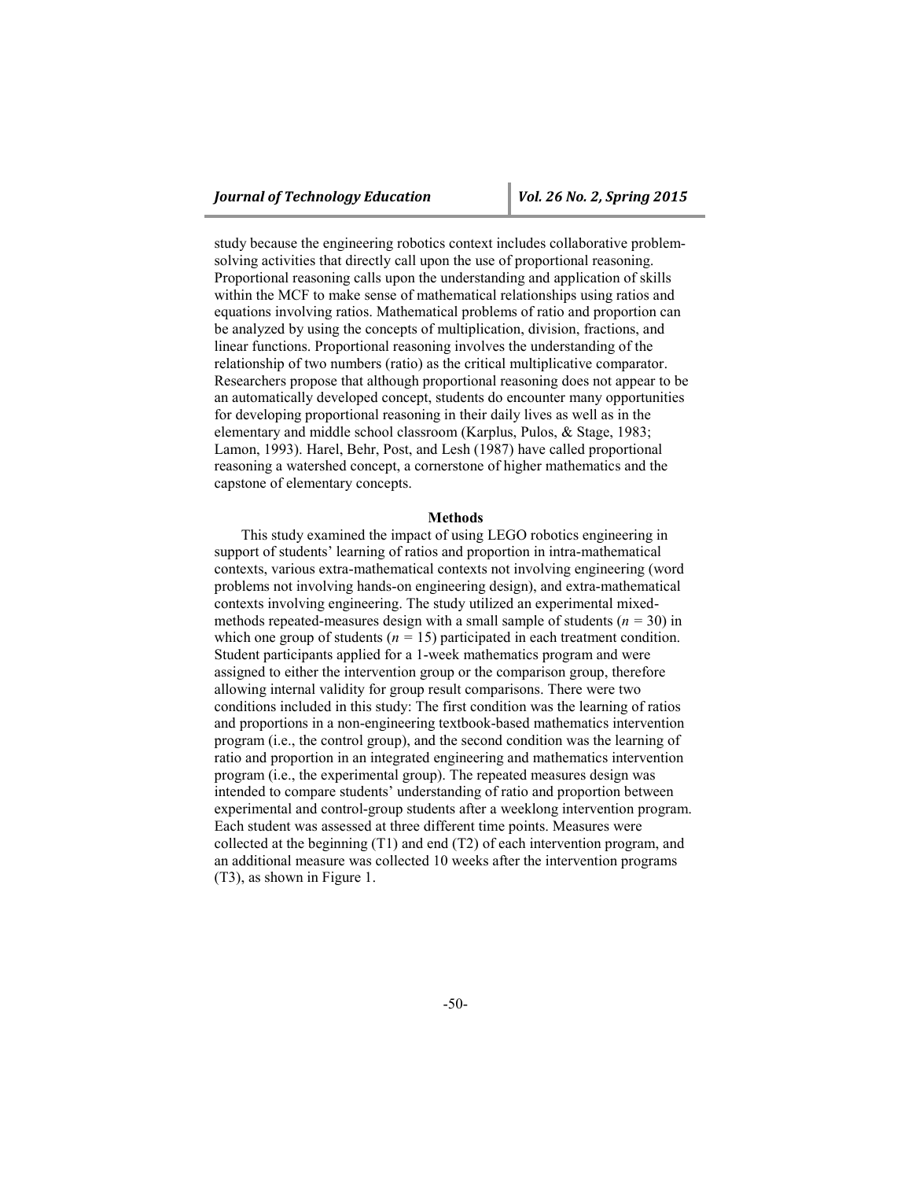study because the engineering robotics context includes collaborative problem-solving activities that directly call upon the use of proportional reasoning. Proportional reasoning calls upon the understanding and application of skills within the MCF to make sense of mathematical relationships using ratios and equations involving ratios. Mathematical problems of ratio and proportion can be analyzed by using the concepts of multiplication, division, fractions, and linear functions. Proportional reasoning involves the understanding of the relationship of two numbers (ratio) as the critical multiplicative comparator. Researchers propose that although proportional reasoning does not appear to be an automatically developed concept, students do encounter many opportunities for developing proportional reasoning in their daily lives as well as in the elementary and middle school classroom (Karplus, Pulos, & Stage, 1983; Lamon, 1993). Harel, Behr, Post, and Lesh (1987) have called proportional reasoning a watershed concept, a cornerstone of higher mathematics and the capstone of elementary concepts.

## Methods

This study examined the impact of using LEGO robotics engineering in support of students' learning of ratios and proportion in intra-mathematical contexts, various extra-mathematical contexts not involving engineering (word problems not involving hands-on engineering design), and extra-mathematical contexts involving engineering. The study utilized an experimental mixed-methods repeated-measures design with a small sample of students ($n$ = 30) in which one group of students ($n$ = 15) participated in each treatment condition. Student participants applied for a 1-week mathematics program and were assigned to either the intervention group or the comparison group, therefore allowing internal validity for group result comparisons. There were two conditions included in this study: The first condition was the learning of ratios and proportions in a non-engineering textbook-based mathematics intervention program (i.e., the control group), and the second condition was the learning of ratio and proportion in an integrated engineering and mathematics intervention program (i.e., the experimental group). The repeated measures design was intended to compare students' understanding of ratio and proportion between experimental and control-group students after a weeklong intervention program. Each student was assessed at three different time points. Measures were collected at the beginning (T1) and end (T2) of each intervention program, and an additional measure was collected 10 weeks after the intervention programs (T3), as shown in Figure 1.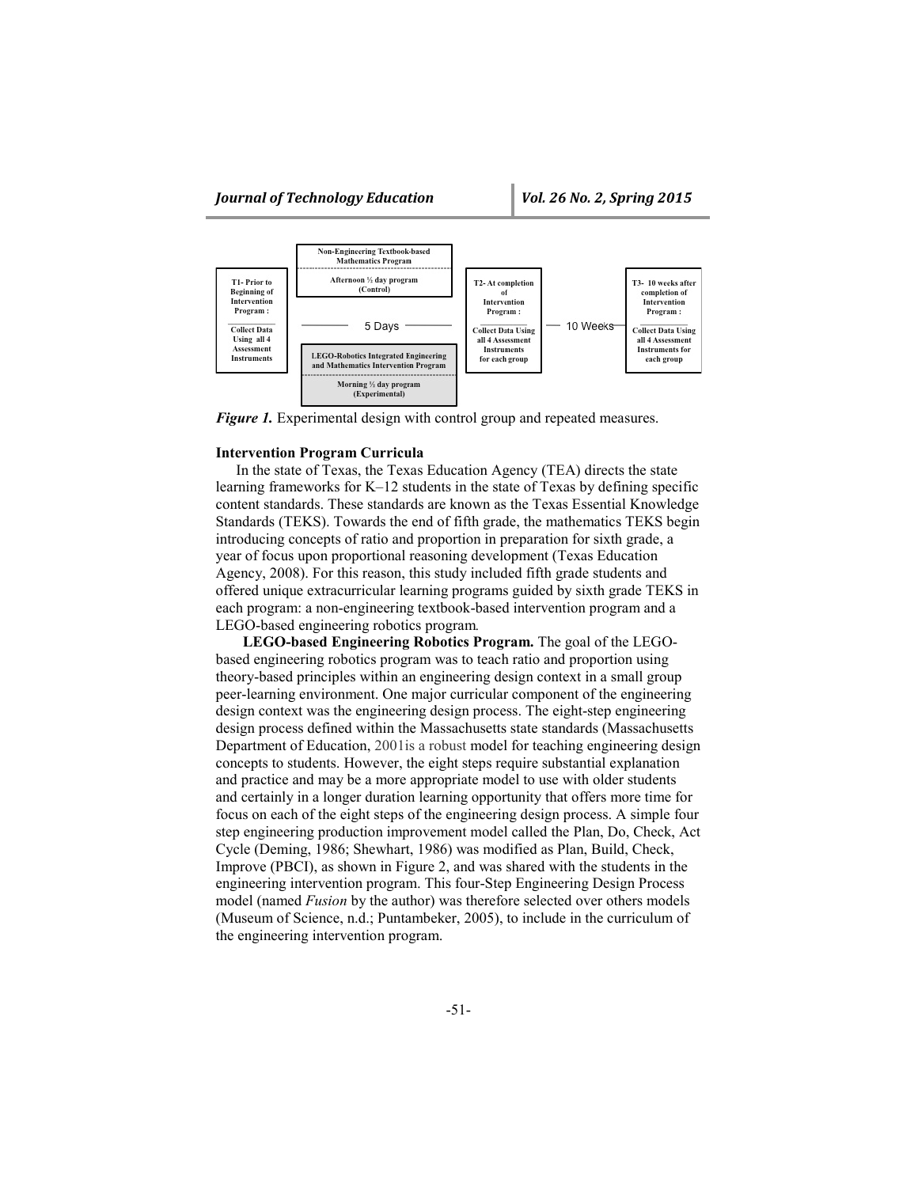| T1- Prior to Beginning of Intervention Program : Collect Data Using all 4 Assessment Instruments | Non-Engineering Textbook-based Mathematics Program — Afternoon ½ day program (Control) / 5 Days / LEGO-Robotics Integrated Engineering and Mathematics Intervention Program — Morning ½ day program (Experimental) | T2- At completion of Intervention Program : Collect Data Using all 4 Assessment Instruments for each group | 10 Weeks | T3- 10 weeks after completion of Intervention Program : Collect Data Using all 4 Assessment Instruments for each group |
|---|---|---|---|---|

*Figure 1.* Experimental design with control group and repeated measures.

**Intervention Program Curricula**

In the state of Texas, the Texas Education Agency (TEA) directs the state learning frameworks for K–12 students in the state of Texas by defining specific content standards. These standards are known as the Texas Essential Knowledge Standards (TEKS). Towards the end of fifth grade, the mathematics TEKS begin introducing concepts of ratio and proportion in preparation for sixth grade, a year of focus upon proportional reasoning development (Texas Education Agency, 2008). For this reason, this study included fifth grade students and offered unique extracurricular learning programs guided by sixth grade TEKS in each program: a non-engineering textbook-based intervention program and a LEGO-based engineering robotics program.

**LEGO-based Engineering Robotics Program.** The goal of the LEGO-based engineering robotics program was to teach ratio and proportion using theory-based principles within an engineering design context in a small group peer-learning environment. One major curricular component of the engineering design context was the engineering design process. The eight-step engineering design process defined within the Massachusetts state standards (Massachusetts Department of Education, 2001is a robust model for teaching engineering design concepts to students. However, the eight steps require substantial explanation and practice and may be a more appropriate model to use with older students and certainly in a longer duration learning opportunity that offers more time for focus on each of the eight steps of the engineering design process. A simple four step engineering production improvement model called the Plan, Do, Check, Act Cycle (Deming, 1986; Shewhart, 1986) was modified as Plan, Build, Check, Improve (PBCI), as shown in Figure 2, and was shared with the students in the engineering intervention program. This four-Step Engineering Design Process model (named *Fusion* by the author) was therefore selected over others models (Museum of Science, n.d.; Puntambeker, 2005), to include in the curriculum of the engineering intervention program.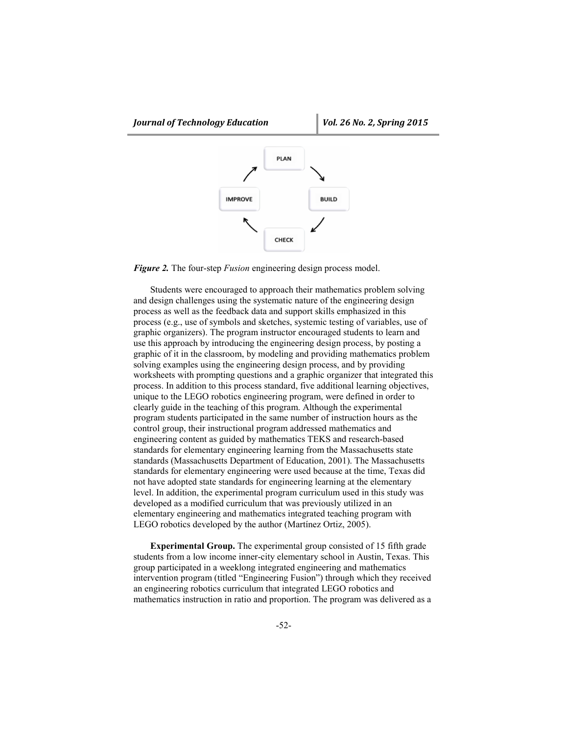*Figure 2.* The four-step *Fusion* engineering design process model.

Students were encouraged to approach their mathematics problem solving and design challenges using the systematic nature of the engineering design process as well as the feedback data and support skills emphasized in this process (e.g., use of symbols and sketches, systemic testing of variables, use of graphic organizers). The program instructor encouraged students to learn and use this approach by introducing the engineering design process, by posting a graphic of it in the classroom, by modeling and providing mathematics problem solving examples using the engineering design process, and by providing worksheets with prompting questions and a graphic organizer that integrated this process. In addition to this process standard, five additional learning objectives, unique to the LEGO robotics engineering program, were defined in order to clearly guide in the teaching of this program. Although the experimental program students participated in the same number of instruction hours as the control group, their instructional program addressed mathematics and engineering content as guided by mathematics TEKS and research-based standards for elementary engineering learning from the Massachusetts state standards (Massachusetts Department of Education, 2001). The Massachusetts standards for elementary engineering were used because at the time, Texas did not have adopted state standards for engineering learning at the elementary level. In addition, the experimental program curriculum used in this study was developed as a modified curriculum that was previously utilized in an elementary engineering and mathematics integrated teaching program with LEGO robotics developed by the author (Martínez Ortiz, 2005).

**Experimental Group.** The experimental group consisted of 15 fifth grade students from a low income inner-city elementary school in Austin, Texas. This group participated in a weeklong integrated engineering and mathematics intervention program (titled "Engineering Fusion") through which they received an engineering robotics curriculum that integrated LEGO robotics and mathematics instruction in ratio and proportion. The program was delivered as a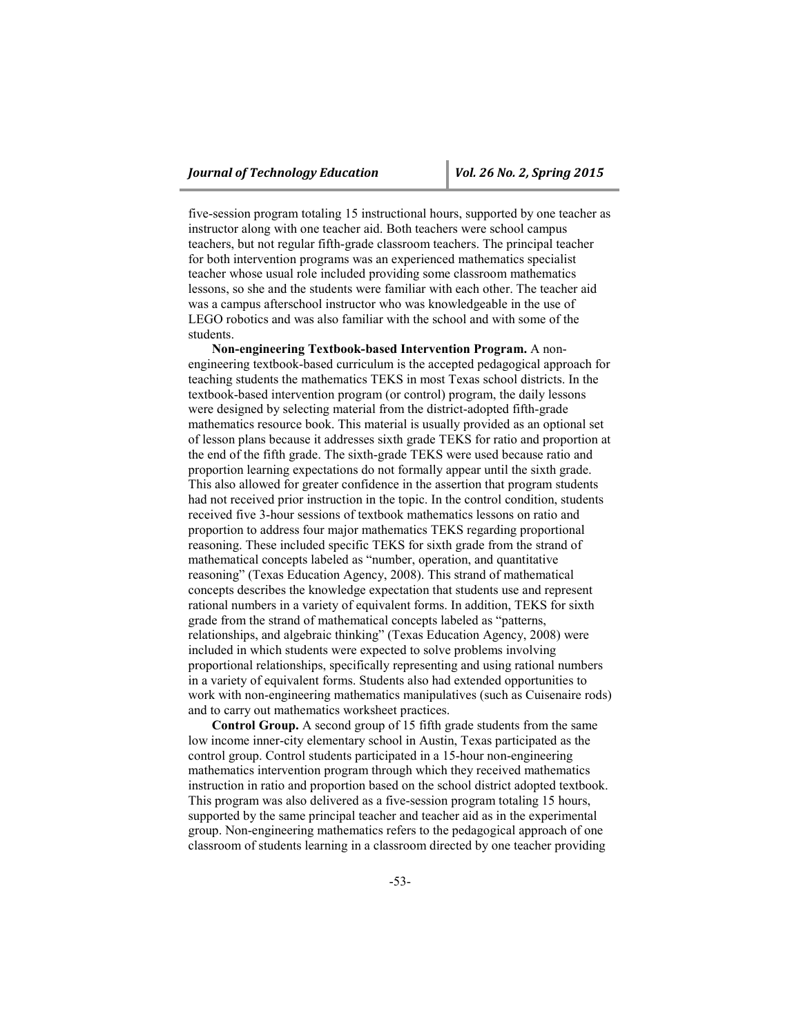five-session program totaling 15 instructional hours, supported by one teacher as instructor along with one teacher aid. Both teachers were school campus teachers, but not regular fifth-grade classroom teachers. The principal teacher for both intervention programs was an experienced mathematics specialist teacher whose usual role included providing some classroom mathematics lessons, so she and the students were familiar with each other. The teacher aid was a campus afterschool instructor who was knowledgeable in the use of LEGO robotics and was also familiar with the school and with some of the students.

**Non-engineering Textbook-based Intervention Program.** A non-engineering textbook-based curriculum is the accepted pedagogical approach for teaching students the mathematics TEKS in most Texas school districts. In the textbook-based intervention program (or control) program, the daily lessons were designed by selecting material from the district-adopted fifth-grade mathematics resource book. This material is usually provided as an optional set of lesson plans because it addresses sixth grade TEKS for ratio and proportion at the end of the fifth grade. The sixth-grade TEKS were used because ratio and proportion learning expectations do not formally appear until the sixth grade. This also allowed for greater confidence in the assertion that program students had not received prior instruction in the topic. In the control condition, students received five 3-hour sessions of textbook mathematics lessons on ratio and proportion to address four major mathematics TEKS regarding proportional reasoning. These included specific TEKS for sixth grade from the strand of mathematical concepts labeled as "number, operation, and quantitative reasoning" (Texas Education Agency, 2008). This strand of mathematical concepts describes the knowledge expectation that students use and represent rational numbers in a variety of equivalent forms. In addition, TEKS for sixth grade from the strand of mathematical concepts labeled as "patterns, relationships, and algebraic thinking" (Texas Education Agency, 2008) were included in which students were expected to solve problems involving proportional relationships, specifically representing and using rational numbers in a variety of equivalent forms. Students also had extended opportunities to work with non-engineering mathematics manipulatives (such as Cuisenaire rods) and to carry out mathematics worksheet practices.

**Control Group.** A second group of 15 fifth grade students from the same low income inner-city elementary school in Austin, Texas participated as the control group. Control students participated in a 15-hour non-engineering mathematics intervention program through which they received mathematics instruction in ratio and proportion based on the school district adopted textbook. This program was also delivered as a five-session program totaling 15 hours, supported by the same principal teacher and teacher aid as in the experimental group. Non-engineering mathematics refers to the pedagogical approach of one classroom of students learning in a classroom directed by one teacher providing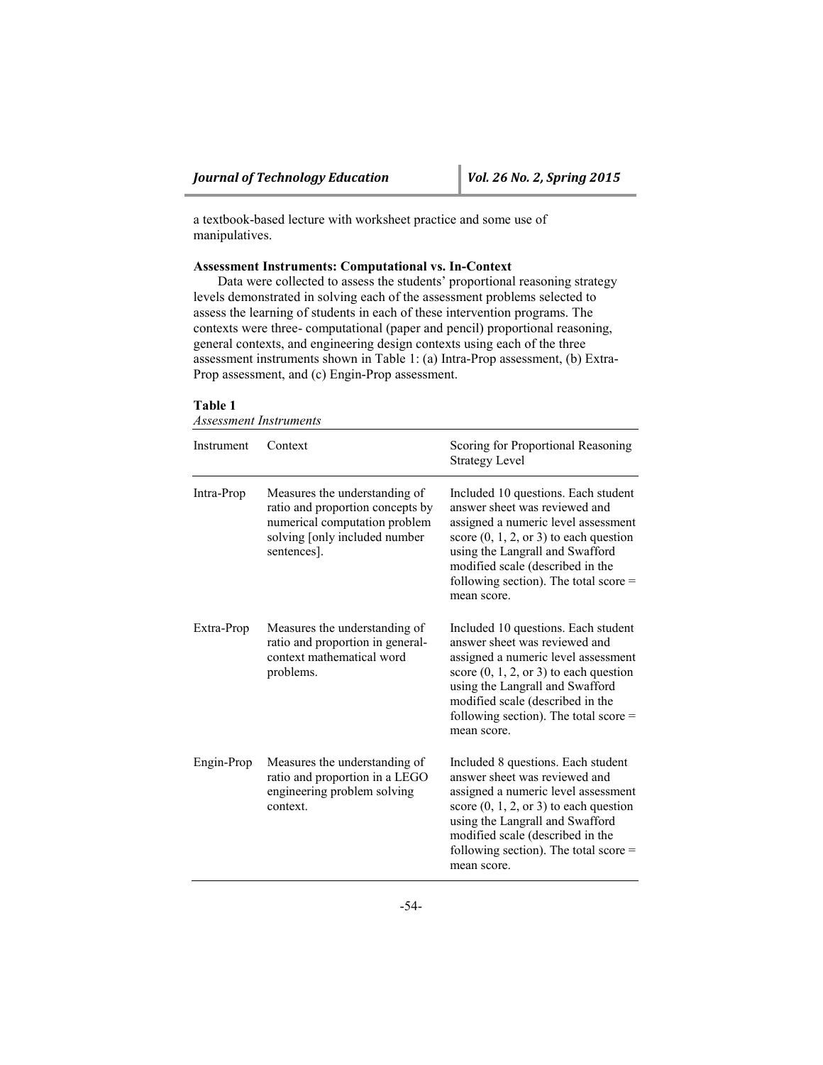a textbook-based lecture with worksheet practice and some use of manipulatives.

**Assessment Instruments: Computational vs. In-Context**

Data were collected to assess the students' proportional reasoning strategy levels demonstrated in solving each of the assessment problems selected to assess the learning of students in each of these intervention programs. The contexts were three- computational (paper and pencil) proportional reasoning, general contexts, and engineering design contexts using each of the three assessment instruments shown in Table 1: (a) Intra-Prop assessment, (b) Extra-Prop assessment, and (c) Engin-Prop assessment.

**Table 1**
*Assessment Instruments*

| Instrument | Context | Scoring for Proportional Reasoning Strategy Level |
|---|---|---|
| Intra-Prop | Measures the understanding of ratio and proportion concepts by numerical computation problem solving [only included number sentences]. | Included 10 questions. Each student answer sheet was reviewed and assigned a numeric level assessment score (0, 1, 2, or 3) to each question using the Langrall and Swafford modified scale (described in the following section). The total score = mean score. |
| Extra-Prop | Measures the understanding of ratio and proportion in general-context mathematical word problems. | Included 10 questions. Each student answer sheet was reviewed and assigned a numeric level assessment score (0, 1, 2, or 3) to each question using the Langrall and Swafford modified scale (described in the following section). The total score = mean score. |
| Engin-Prop | Measures the understanding of ratio and proportion in a LEGO engineering problem solving context. | Included 8 questions. Each student answer sheet was reviewed and assigned a numeric level assessment score (0, 1, 2, or 3) to each question using the Langrall and Swafford modified scale (described in the following section). The total score = mean score. |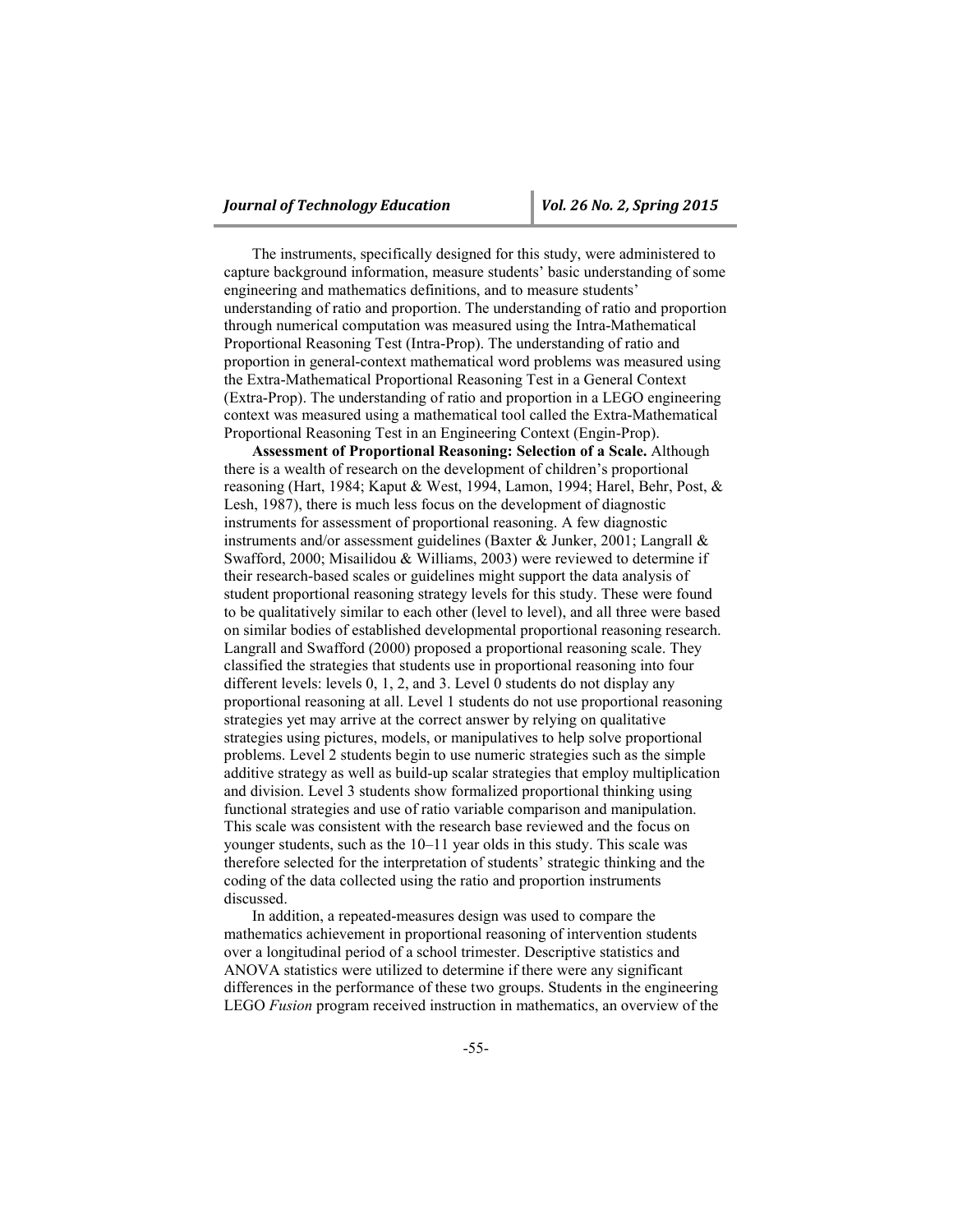The instruments, specifically designed for this study, were administered to capture background information, measure students' basic understanding of some engineering and mathematics definitions, and to measure students' understanding of ratio and proportion. The understanding of ratio and proportion through numerical computation was measured using the Intra-Mathematical Proportional Reasoning Test (Intra-Prop). The understanding of ratio and proportion in general-context mathematical word problems was measured using the Extra-Mathematical Proportional Reasoning Test in a General Context (Extra-Prop). The understanding of ratio and proportion in a LEGO engineering context was measured using a mathematical tool called the Extra-Mathematical Proportional Reasoning Test in an Engineering Context (Engin-Prop).

**Assessment of Proportional Reasoning: Selection of a Scale.** Although there is a wealth of research on the development of children's proportional reasoning (Hart, 1984; Kaput & West, 1994, Lamon, 1994; Harel, Behr, Post, & Lesh, 1987), there is much less focus on the development of diagnostic instruments for assessment of proportional reasoning. A few diagnostic instruments and/or assessment guidelines (Baxter & Junker, 2001; Langrall & Swafford, 2000; Misailidou & Williams, 2003) were reviewed to determine if their research-based scales or guidelines might support the data analysis of student proportional reasoning strategy levels for this study. These were found to be qualitatively similar to each other (level to level), and all three were based on similar bodies of established developmental proportional reasoning research. Langrall and Swafford (2000) proposed a proportional reasoning scale. They classified the strategies that students use in proportional reasoning into four different levels: levels 0, 1, 2, and 3. Level 0 students do not display any proportional reasoning at all. Level 1 students do not use proportional reasoning strategies yet may arrive at the correct answer by relying on qualitative strategies using pictures, models, or manipulatives to help solve proportional problems. Level 2 students begin to use numeric strategies such as the simple additive strategy as well as build-up scalar strategies that employ multiplication and division. Level 3 students show formalized proportional thinking using functional strategies and use of ratio variable comparison and manipulation. This scale was consistent with the research base reviewed and the focus on younger students, such as the 10–11 year olds in this study. This scale was therefore selected for the interpretation of students' strategic thinking and the coding of the data collected using the ratio and proportion instruments discussed.

In addition, a repeated-measures design was used to compare the mathematics achievement in proportional reasoning of intervention students over a longitudinal period of a school trimester. Descriptive statistics and ANOVA statistics were utilized to determine if there were any significant differences in the performance of these two groups. Students in the engineering LEGO *Fusion* program received instruction in mathematics, an overview of the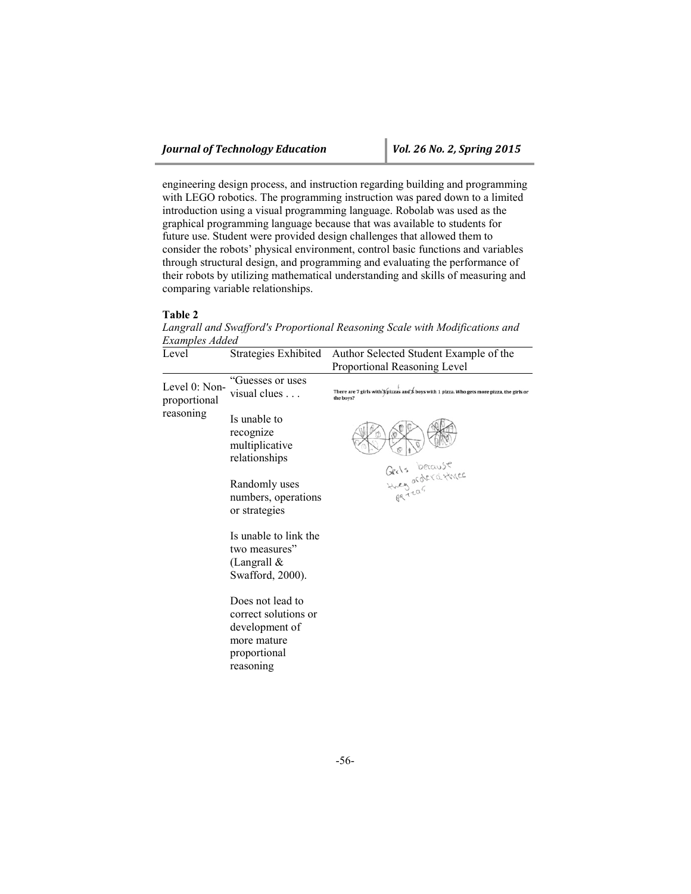engineering design process, and instruction regarding building and programming with LEGO robotics. The programming instruction was pared down to a limited introduction using a visual programming language. Robolab was used as the graphical programming language because that was available to students for future use. Student were provided design challenges that allowed them to consider the robots' physical environment, control basic functions and variables through structural design, and programming and evaluating the performance of their robots by utilizing mathematical understanding and skills of measuring and comparing variable relationships.

**Table 2**

*Langrall and Swafford's Proportional Reasoning Scale with Modifications and Examples Added*

| Level | Strategies Exhibited | Author Selected Student Example of the Proportional Reasoning Level |
|---|---|---|
| Level 0: Non-proportional reasoning | "Guesses or uses visual clues . . . <br><br> Is unable to recognize multiplicative relationships <br><br> Randomly uses numbers, operations or strategies <br><br> Is unable to link the two measures" (Langrall & Swafford, 2000). <br><br> Does not lead to correct solutions or development of more mature proportional reasoning | There are 7 girls with 3 pizzas and 3 boys with 1 pizza. Who gets more pizza, the girls or the boys? <br><br> Girls because they orderd three pizzas |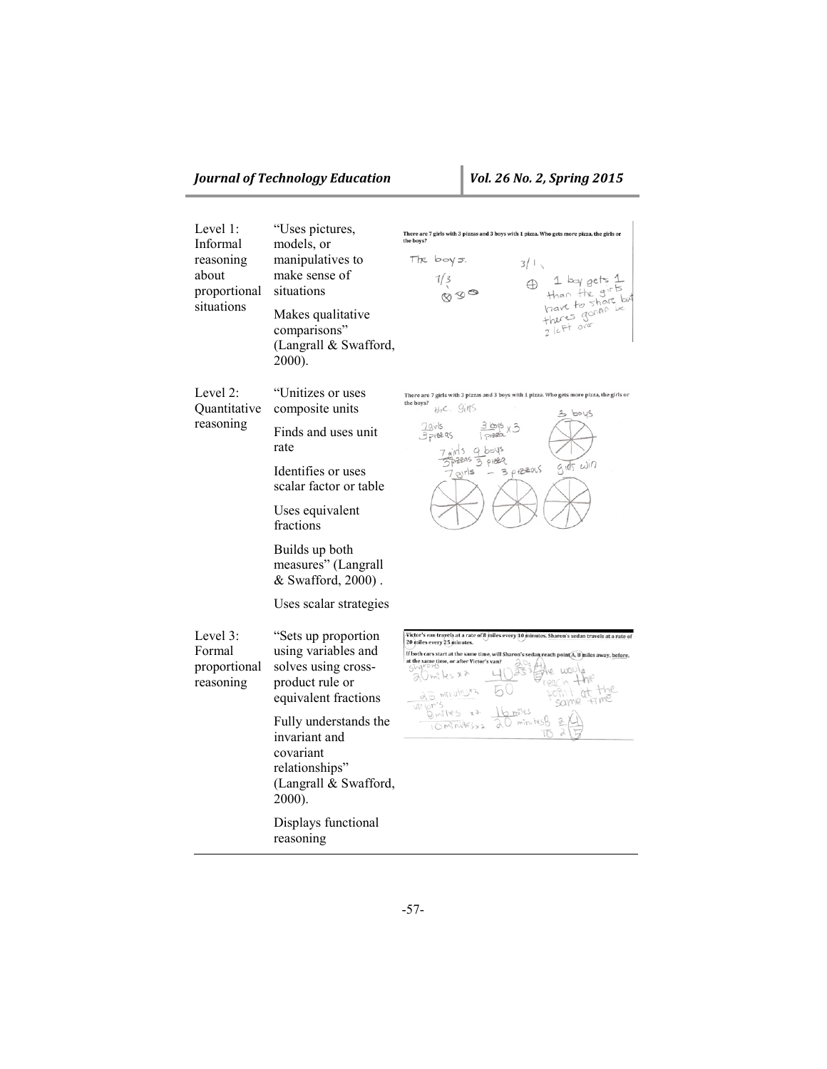| | | |
|---|---|---|
| Level 1: Informal reasoning about proportional situations | "Uses pictures, models, or manipulatives to make sense of situations<br><br>Makes qualitative comparisons" (Langrall & Swafford, 2000). | There are 7 girls with 3 pizzas and 3 boys with 1 pizza. Who gets more pizza, the girls or the boys?<br><br>The boys. 7/3 3/1 1 boy gets 1 than the girls have to share but theres gonna be 2 left ove |
| Level 2: Quantitative reasoning | "Unitizes or uses composite units<br><br>Finds and uses unit rate<br><br>Identifies or uses scalar factor or table<br><br>Uses equivalent fractions<br><br>Builds up both measures" (Langrall & Swafford, 2000) .<br><br>Uses scalar strategies | There are 7 girls with 3 pizzas and 3 boys with 1 pizza. Who gets more pizza, the girls or the boys?<br><br>the. girls 7girls/3pizzas 3 boys/1 pizza x 3 7 girls/3 pizzas 9 boys/3 pizza 7 girls – 3 pizzas 3 boys girls win |
| Level 3: Formal proportional reasoning | "Sets up proportion using variables and solves using cross-product rule or equivalent fractions<br><br>Fully understands the invariant and covariant relationships" (Langrall & Swafford, 2000).<br><br>Displays functional reasoning | Victor's van travels at a rate of 8 miles every 10 minutes. Sharon's sedan travels at a rate of 20 miles every 25 minutes.<br><br>If both cars start at the same time, will Sharon's sedan reach point A, 8 miles away, before, at the same time, or after Victor's van?<br><br>Sharon's 20 miles x2 40 25 minutes x2 50 Victor's 8 miles x2 16 miles 10 minutes x2 20 minutes 20/25 = 4/5 8/10 = 4/5 she would reach the point at the same time |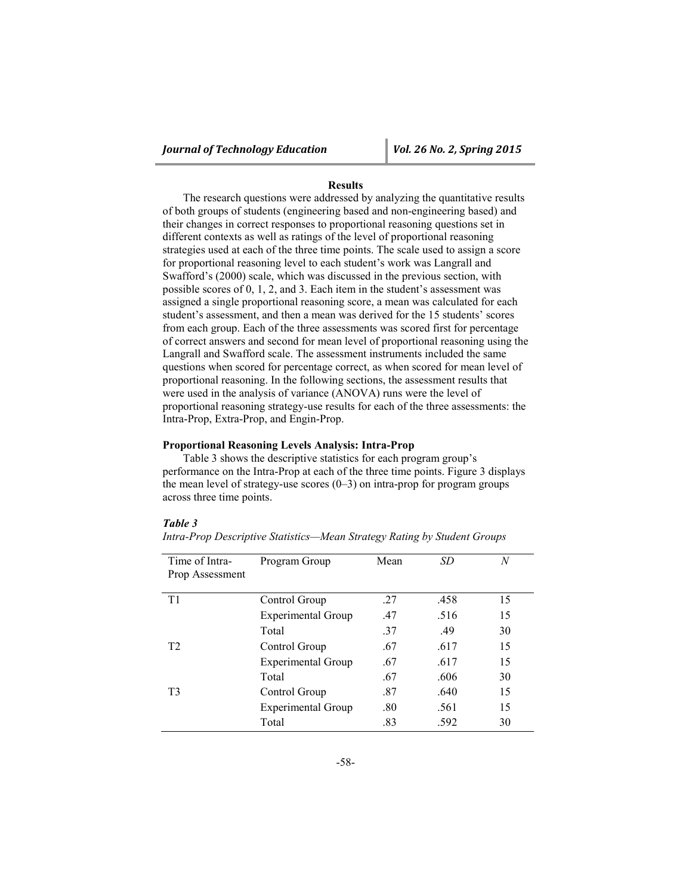## Results

The research questions were addressed by analyzing the quantitative results of both groups of students (engineering based and non-engineering based) and their changes in correct responses to proportional reasoning questions set in different contexts as well as ratings of the level of proportional reasoning strategies used at each of the three time points. The scale used to assign a score for proportional reasoning level to each student's work was Langrall and Swafford's (2000) scale, which was discussed in the previous section, with possible scores of 0, 1, 2, and 3. Each item in the student's assessment was assigned a single proportional reasoning score, a mean was calculated for each student's assessment, and then a mean was derived for the 15 students' scores from each group. Each of the three assessments was scored first for percentage of correct answers and second for mean level of proportional reasoning using the Langrall and Swafford scale. The assessment instruments included the same questions when scored for percentage correct, as when scored for mean level of proportional reasoning. In the following sections, the assessment results that were used in the analysis of variance (ANOVA) runs were the level of proportional reasoning strategy-use results for each of the three assessments: the Intra-Prop, Extra-Prop, and Engin-Prop.

### Proportional Reasoning Levels Analysis: Intra-Prop

Table 3 shows the descriptive statistics for each program group's performance on the Intra-Prop at each of the three time points. Figure 3 displays the mean level of strategy-use scores (0–3) on intra-prop for program groups across three time points.

***Table 3***

*Intra-Prop Descriptive Statistics—Mean Strategy Rating by Student Groups*

| Time of Intra-Prop Assessment | Program Group | Mean | *SD* | *N* |
|---|---|---|---|---|
| T1 | Control Group | .27 | .458 | 15 |
| | Experimental Group | .47 | .516 | 15 |
| | Total | .37 | .49 | 30 |
| T2 | Control Group | .67 | .617 | 15 |
| | Experimental Group | .67 | .617 | 15 |
| | Total | .67 | .606 | 30 |
| T3 | Control Group | .87 | .640 | 15 |
| | Experimental Group | .80 | .561 | 15 |
| | Total | .83 | .592 | 30 |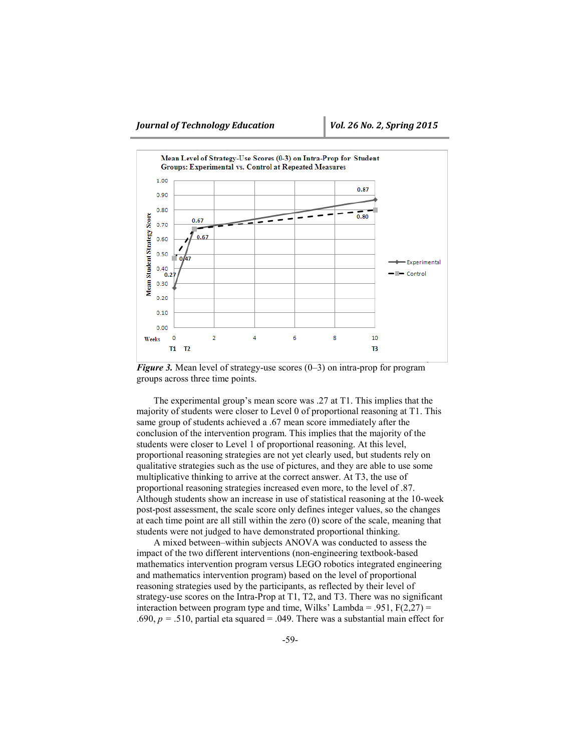*Figure 3.* Mean level of strategy-use scores (0–3) on intra-prop for program groups across three time points.

The experimental group's mean score was .27 at T1. This implies that the majority of students were closer to Level 0 of proportional reasoning at T1. This same group of students achieved a .67 mean score immediately after the conclusion of the intervention program. This implies that the majority of the students were closer to Level 1 of proportional reasoning. At this level, proportional reasoning strategies are not yet clearly used, but students rely on qualitative strategies such as the use of pictures, and they are able to use some multiplicative thinking to arrive at the correct answer. At T3, the use of proportional reasoning strategies increased even more, to the level of .87. Although students show an increase in use of statistical reasoning at the 10-week post-post assessment, the scale score only defines integer values, so the changes at each time point are all still within the zero (0) score of the scale, meaning that students were not judged to have demonstrated proportional thinking.

A mixed between–within subjects ANOVA was conducted to assess the impact of the two different interventions (non-engineering textbook-based mathematics intervention program versus LEGO robotics integrated engineering and mathematics intervention program) based on the level of proportional reasoning strategies used by the participants, as reflected by their level of strategy-use scores on the Intra-Prop at T1, T2, and T3. There was no significant interaction between program type and time, Wilks' Lambda = .951, $F(2,27) = .690$, $p = .510$, partial eta squared = .049. There was a substantial main effect for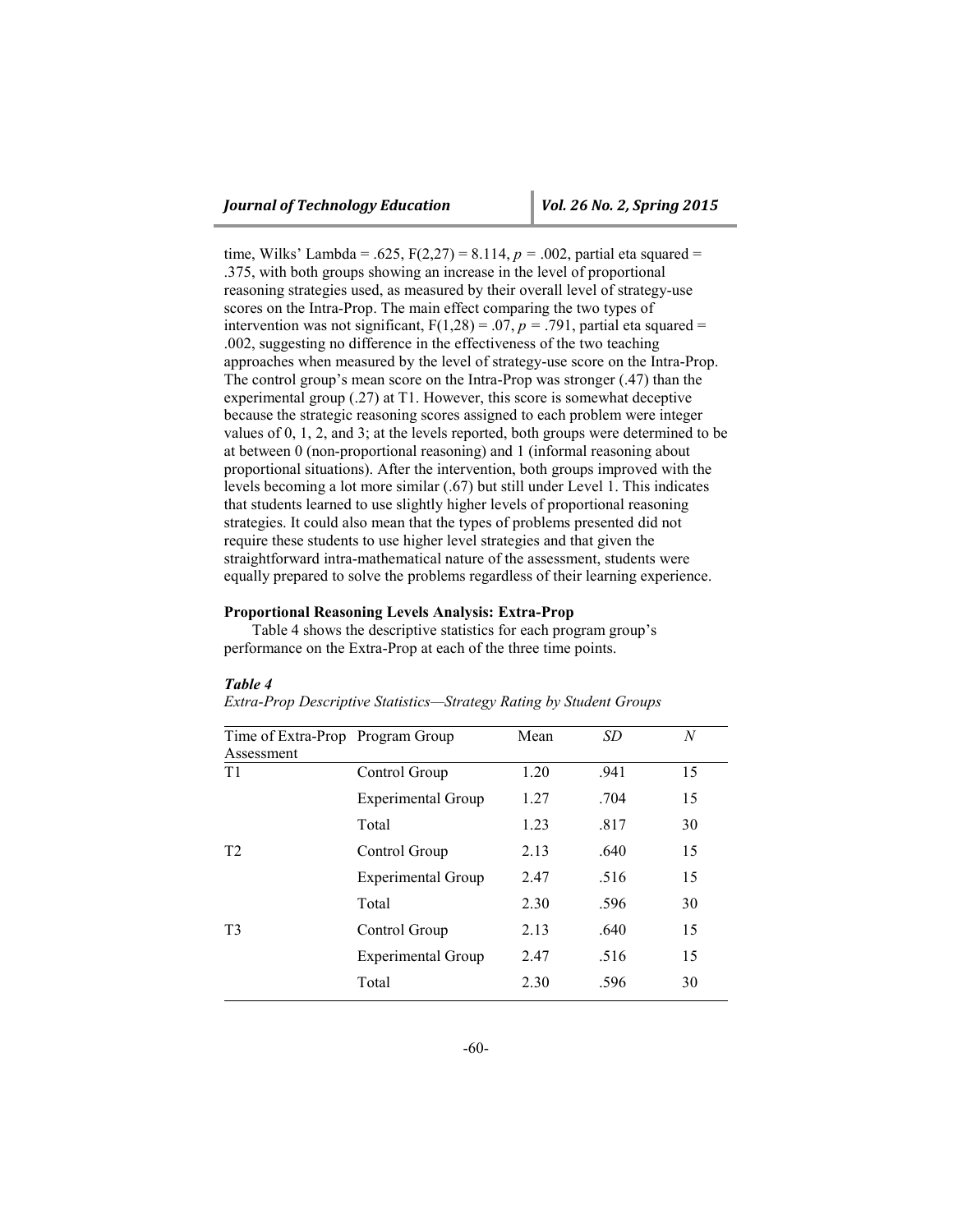time, Wilks' Lambda = .625, $F(2,27) = 8.114$, $p = .002$, partial eta squared = .375, with both groups showing an increase in the level of proportional reasoning strategies used, as measured by their overall level of strategy-use scores on the Intra-Prop. The main effect comparing the two types of intervention was not significant, $F(1,28) = .07$, $p = .791$, partial eta squared = .002, suggesting no difference in the effectiveness of the two teaching approaches when measured by the level of strategy-use score on the Intra-Prop. The control group's mean score on the Intra-Prop was stronger (.47) than the experimental group (.27) at T1. However, this score is somewhat deceptive because the strategic reasoning scores assigned to each problem were integer values of 0, 1, 2, and 3; at the levels reported, both groups were determined to be at between 0 (non-proportional reasoning) and 1 (informal reasoning about proportional situations). After the intervention, both groups improved with the levels becoming a lot more similar (.67) but still under Level 1. This indicates that students learned to use slightly higher levels of proportional reasoning strategies. It could also mean that the types of problems presented did not require these students to use higher level strategies and that given the straightforward intra-mathematical nature of the assessment, students were equally prepared to solve the problems regardless of their learning experience.

**Proportional Reasoning Levels Analysis: Extra-Prop**

Table 4 shows the descriptive statistics for each program group's performance on the Extra-Prop at each of the three time points.

***Table 4***

*Extra-Prop Descriptive Statistics—Strategy Rating by Student Groups*

| Time of Extra-Prop Assessment | Program Group | Mean | *SD* | *N* |
|---|---|---|---|---|
| T1 | Control Group | 1.20 | .941 | 15 |
| | Experimental Group | 1.27 | .704 | 15 |
| | Total | 1.23 | .817 | 30 |
| T2 | Control Group | 2.13 | .640 | 15 |
| | Experimental Group | 2.47 | .516 | 15 |
| | Total | 2.30 | .596 | 30 |
| T3 | Control Group | 2.13 | .640 | 15 |
| | Experimental Group | 2.47 | .516 | 15 |
| | Total | 2.30 | .596 | 30 |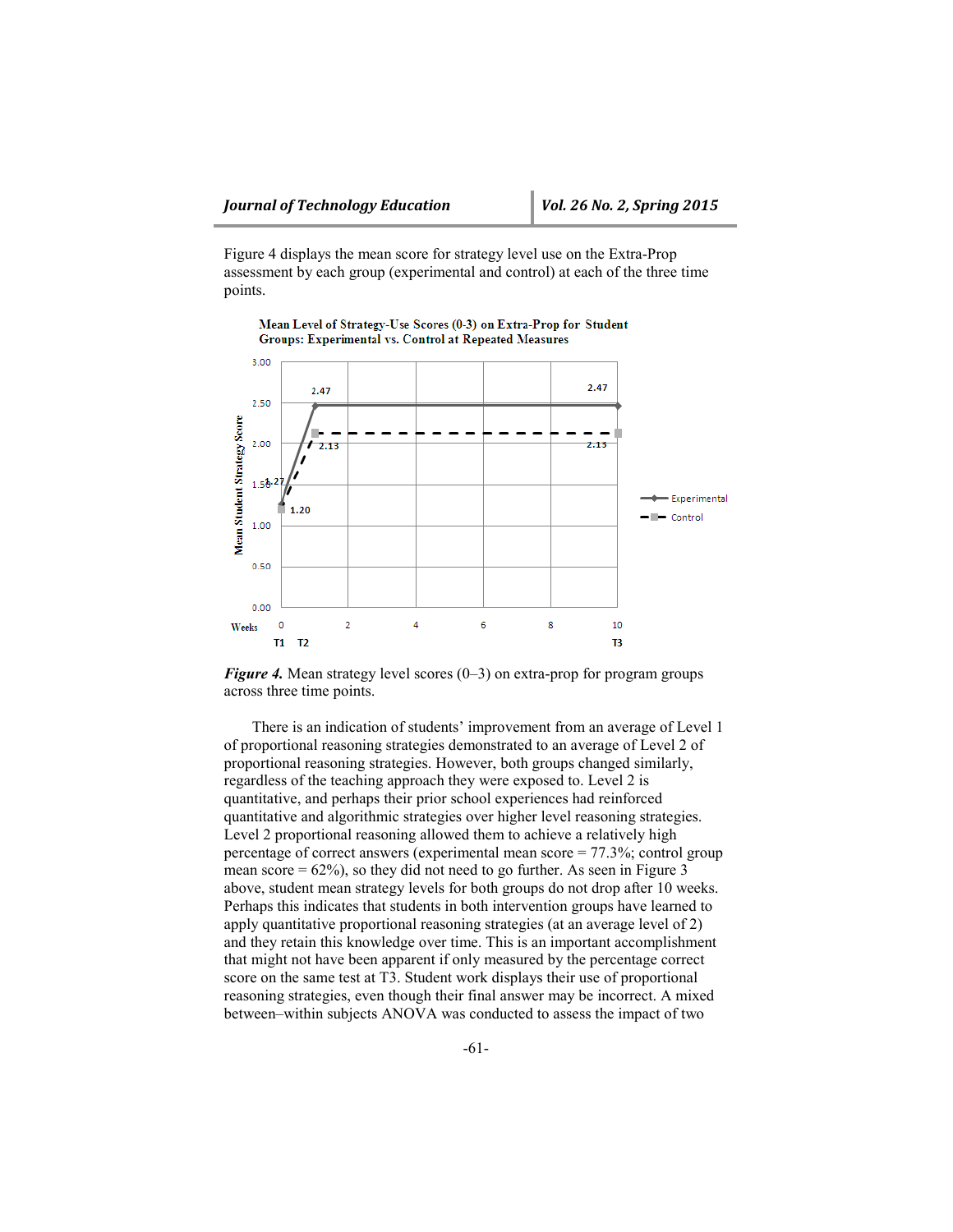Figure 4 displays the mean score for strategy level use on the Extra-Prop assessment by each group (experimental and control) at each of the three time points.

Mean Level of Strategy-Use Scores (0-3) on Extra-Prop for Student Groups: Experimental vs. Control at Repeated Measures

*Figure 4.* Mean strategy level scores (0–3) on extra-prop for program groups across three time points.

There is an indication of students' improvement from an average of Level 1 of proportional reasoning strategies demonstrated to an average of Level 2 of proportional reasoning strategies. However, both groups changed similarly, regardless of the teaching approach they were exposed to. Level 2 is quantitative, and perhaps their prior school experiences had reinforced quantitative and algorithmic strategies over higher level reasoning strategies. Level 2 proportional reasoning allowed them to achieve a relatively high percentage of correct answers (experimental mean score = 77.3%; control group mean score = 62%), so they did not need to go further. As seen in Figure 3 above, student mean strategy levels for both groups do not drop after 10 weeks. Perhaps this indicates that students in both intervention groups have learned to apply quantitative proportional reasoning strategies (at an average level of 2) and they retain this knowledge over time. This is an important accomplishment that might not have been apparent if only measured by the percentage correct score on the same test at T3. Student work displays their use of proportional reasoning strategies, even though their final answer may be incorrect. A mixed between–within subjects ANOVA was conducted to assess the impact of two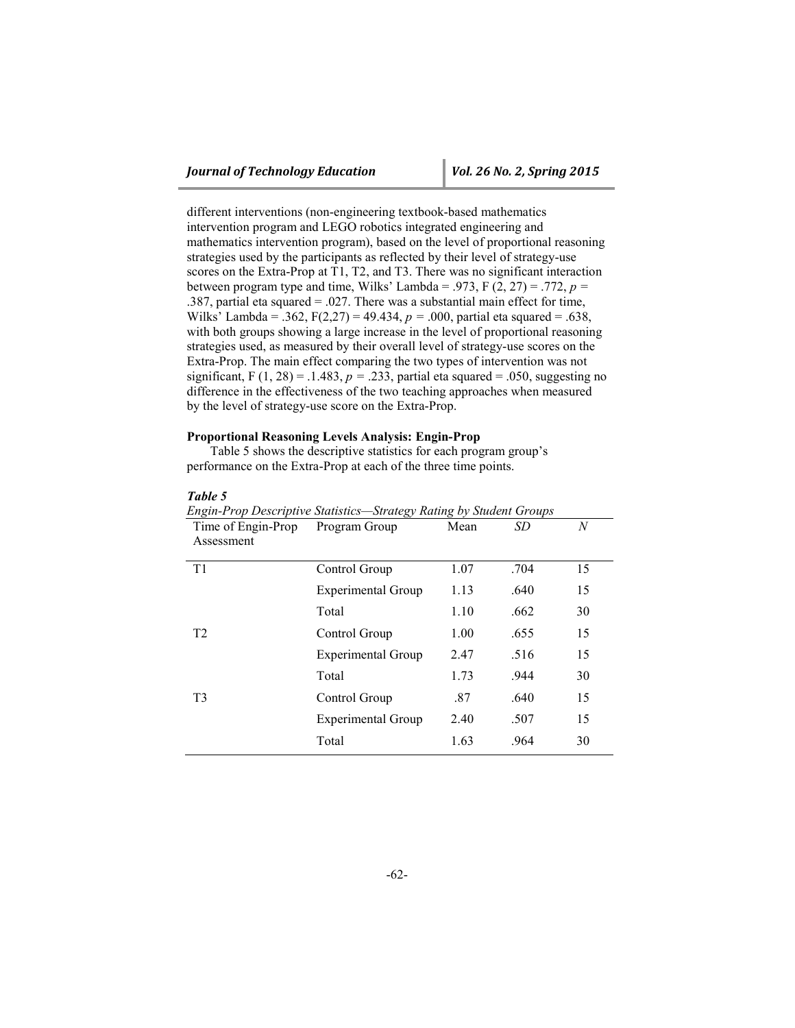different interventions (non-engineering textbook-based mathematics intervention program and LEGO robotics integrated engineering and mathematics intervention program), based on the level of proportional reasoning strategies used by the participants as reflected by their level of strategy-use scores on the Extra-Prop at T1, T2, and T3. There was no significant interaction between program type and time, Wilks' Lambda = .973, $F(2, 27) = .772$, $p = .387$, partial eta squared = .027. There was a substantial main effect for time, Wilks' Lambda = .362, $F(2,27) = 49.434$, $p = .000$, partial eta squared = .638, with both groups showing a large increase in the level of proportional reasoning strategies used, as measured by their overall level of strategy-use scores on the Extra-Prop. The main effect comparing the two types of intervention was not significant, $F(1, 28) = .1.483$, $p = .233$, partial eta squared = .050, suggesting no difference in the effectiveness of the two teaching approaches when measured by the level of strategy-use score on the Extra-Prop.

**Proportional Reasoning Levels Analysis: Engin-Prop**

Table 5 shows the descriptive statistics for each program group's performance on the Extra-Prop at each of the three time points.

***Table 5***

*Engin-Prop Descriptive Statistics—Strategy Rating by Student Groups*

| Time of Engin-Prop Assessment | Program Group | Mean | *SD* | *N* |
|---|---|---|---|---|
| T1 | Control Group | 1.07 | .704 | 15 |
| | Experimental Group | 1.13 | .640 | 15 |
| | Total | 1.10 | .662 | 30 |
| T2 | Control Group | 1.00 | .655 | 15 |
| | Experimental Group | 2.47 | .516 | 15 |
| | Total | 1.73 | .944 | 30 |
| T3 | Control Group | .87 | .640 | 15 |
| | Experimental Group | 2.40 | .507 | 15 |
| | Total | 1.63 | .964 | 30 |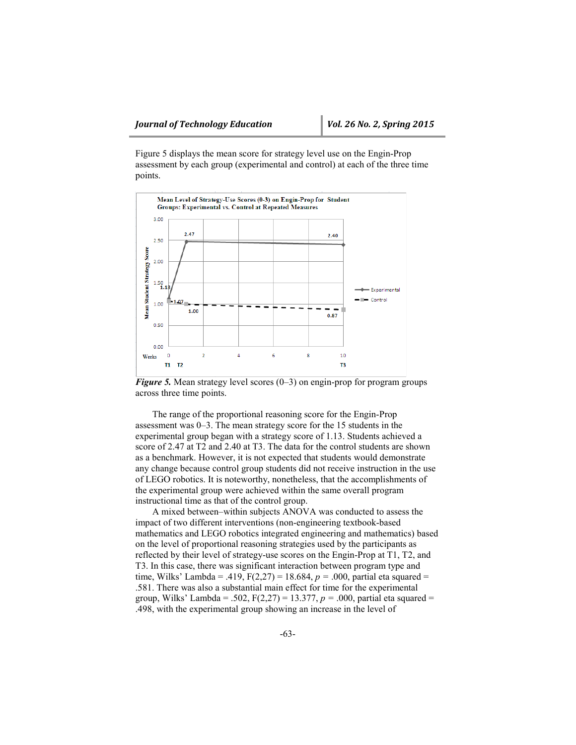Figure 5 displays the mean score for strategy level use on the Engin-Prop assessment by each group (experimental and control) at each of the three time points.

*Figure 5.* Mean strategy level scores (0–3) on engin-prop for program groups across three time points.

The range of the proportional reasoning score for the Engin-Prop assessment was 0–3. The mean strategy score for the 15 students in the experimental group began with a strategy score of 1.13. Students achieved a score of 2.47 at T2 and 2.40 at T3. The data for the control students are shown as a benchmark. However, it is not expected that students would demonstrate any change because control group students did not receive instruction in the use of LEGO robotics. It is noteworthy, nonetheless, that the accomplishments of the experimental group were achieved within the same overall program instructional time as that of the control group.

A mixed between–within subjects ANOVA was conducted to assess the impact of two different interventions (non-engineering textbook-based mathematics and LEGO robotics integrated engineering and mathematics) based on the level of proportional reasoning strategies used by the participants as reflected by their level of strategy-use scores on the Engin-Prop at T1, T2, and T3. In this case, there was significant interaction between program type and time, Wilks' Lambda = .419, $F(2,27) = 18.684$, $p = .000$, partial eta squared = .581. There was also a substantial main effect for time for the experimental group, Wilks' Lambda = .502, $F(2,27) = 13.377$, $p = .000$, partial eta squared = .498, with the experimental group showing an increase in the level of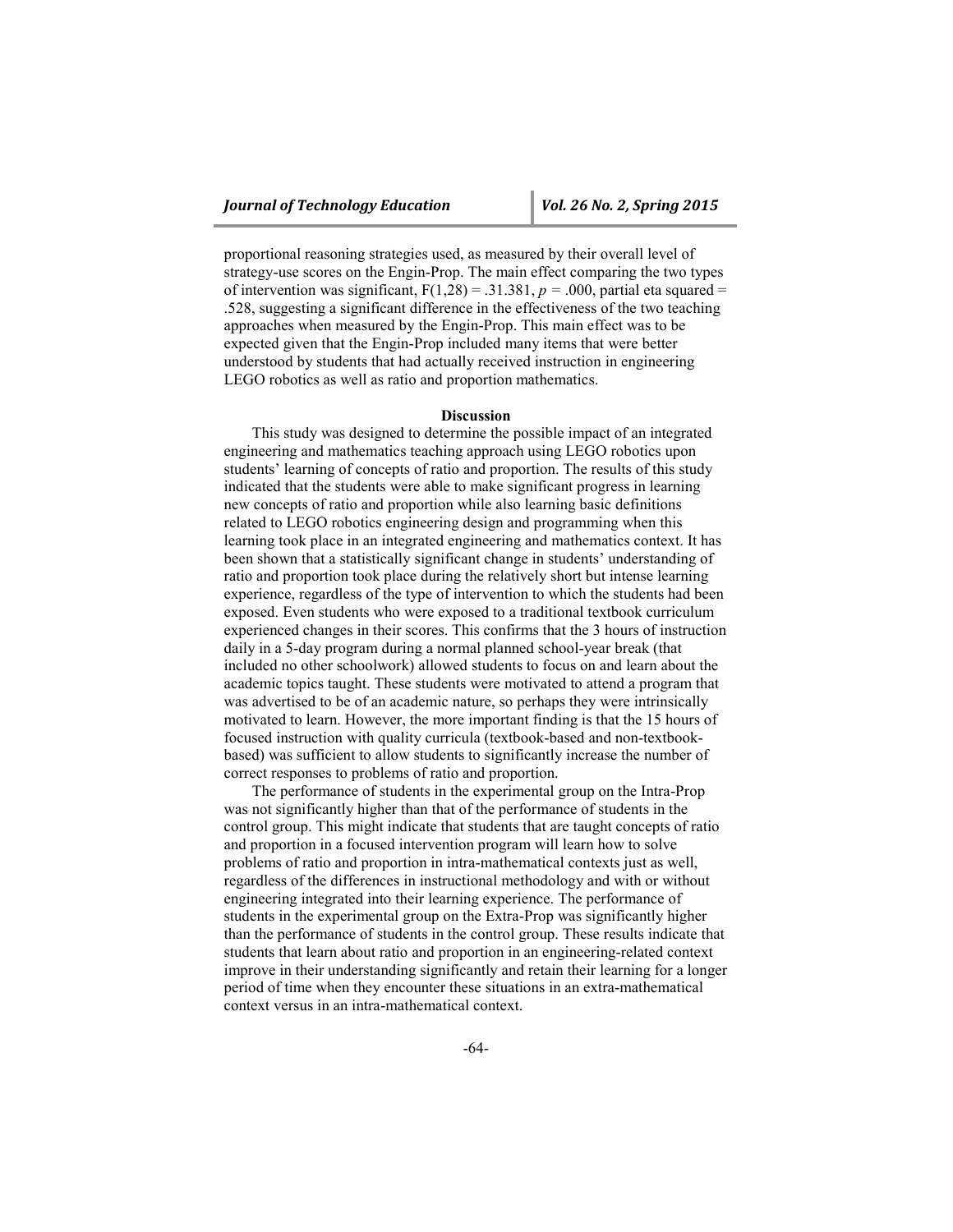proportional reasoning strategies used, as measured by their overall level of strategy-use scores on the Engin-Prop. The main effect comparing the two types of intervention was significant, $F(1,28) = .31.381$, $p = .000$, partial eta squared = .528, suggesting a significant difference in the effectiveness of the two teaching approaches when measured by the Engin-Prop. This main effect was to be expected given that the Engin-Prop included many items that were better understood by students that had actually received instruction in engineering LEGO robotics as well as ratio and proportion mathematics.

## Discussion

This study was designed to determine the possible impact of an integrated engineering and mathematics teaching approach using LEGO robotics upon students' learning of concepts of ratio and proportion. The results of this study indicated that the students were able to make significant progress in learning new concepts of ratio and proportion while also learning basic definitions related to LEGO robotics engineering design and programming when this learning took place in an integrated engineering and mathematics context. It has been shown that a statistically significant change in students' understanding of ratio and proportion took place during the relatively short but intense learning experience, regardless of the type of intervention to which the students had been exposed. Even students who were exposed to a traditional textbook curriculum experienced changes in their scores. This confirms that the 3 hours of instruction daily in a 5-day program during a normal planned school-year break (that included no other schoolwork) allowed students to focus on and learn about the academic topics taught. These students were motivated to attend a program that was advertised to be of an academic nature, so perhaps they were intrinsically motivated to learn. However, the more important finding is that the 15 hours of focused instruction with quality curricula (textbook-based and non-textbook-based) was sufficient to allow students to significantly increase the number of correct responses to problems of ratio and proportion.

The performance of students in the experimental group on the Intra-Prop was not significantly higher than that of the performance of students in the control group. This might indicate that students that are taught concepts of ratio and proportion in a focused intervention program will learn how to solve problems of ratio and proportion in intra-mathematical contexts just as well, regardless of the differences in instructional methodology and with or without engineering integrated into their learning experience. The performance of students in the experimental group on the Extra-Prop was significantly higher than the performance of students in the control group. These results indicate that students that learn about ratio and proportion in an engineering-related context improve in their understanding significantly and retain their learning for a longer period of time when they encounter these situations in an extra-mathematical context versus in an intra-mathematical context.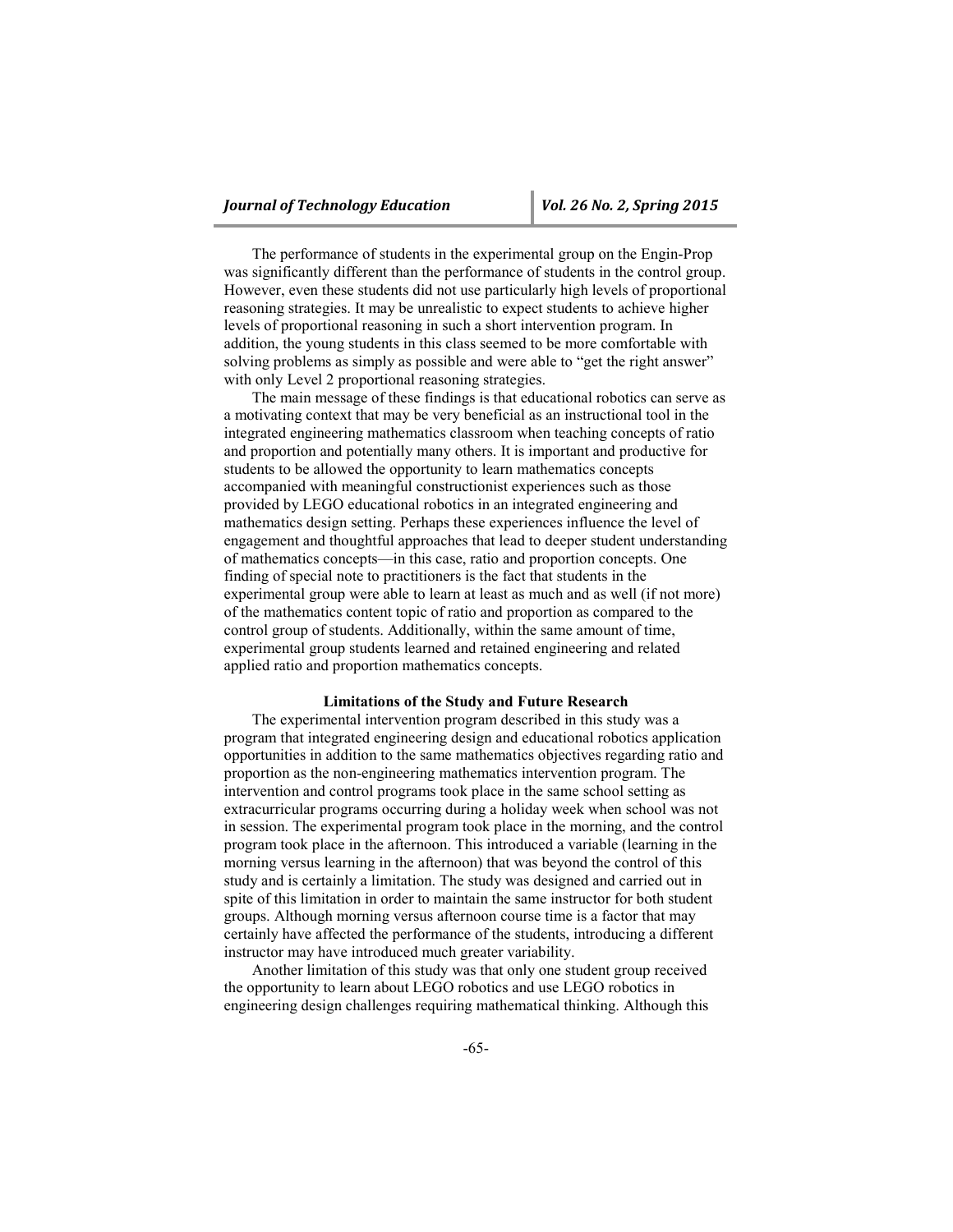The performance of students in the experimental group on the Engin-Prop was significantly different than the performance of students in the control group. However, even these students did not use particularly high levels of proportional reasoning strategies. It may be unrealistic to expect students to achieve higher levels of proportional reasoning in such a short intervention program. In addition, the young students in this class seemed to be more comfortable with solving problems as simply as possible and were able to "get the right answer" with only Level 2 proportional reasoning strategies.

The main message of these findings is that educational robotics can serve as a motivating context that may be very beneficial as an instructional tool in the integrated engineering mathematics classroom when teaching concepts of ratio and proportion and potentially many others. It is important and productive for students to be allowed the opportunity to learn mathematics concepts accompanied with meaningful constructionist experiences such as those provided by LEGO educational robotics in an integrated engineering and mathematics design setting. Perhaps these experiences influence the level of engagement and thoughtful approaches that lead to deeper student understanding of mathematics concepts—in this case, ratio and proportion concepts. One finding of special note to practitioners is the fact that students in the experimental group were able to learn at least as much and as well (if not more) of the mathematics content topic of ratio and proportion as compared to the control group of students. Additionally, within the same amount of time, experimental group students learned and retained engineering and related applied ratio and proportion mathematics concepts.

## Limitations of the Study and Future Research

The experimental intervention program described in this study was a program that integrated engineering design and educational robotics application opportunities in addition to the same mathematics objectives regarding ratio and proportion as the non-engineering mathematics intervention program. The intervention and control programs took place in the same school setting as extracurricular programs occurring during a holiday week when school was not in session. The experimental program took place in the morning, and the control program took place in the afternoon. This introduced a variable (learning in the morning versus learning in the afternoon) that was beyond the control of this study and is certainly a limitation. The study was designed and carried out in spite of this limitation in order to maintain the same instructor for both student groups. Although morning versus afternoon course time is a factor that may certainly have affected the performance of the students, introducing a different instructor may have introduced much greater variability.

Another limitation of this study was that only one student group received the opportunity to learn about LEGO robotics and use LEGO robotics in engineering design challenges requiring mathematical thinking. Although this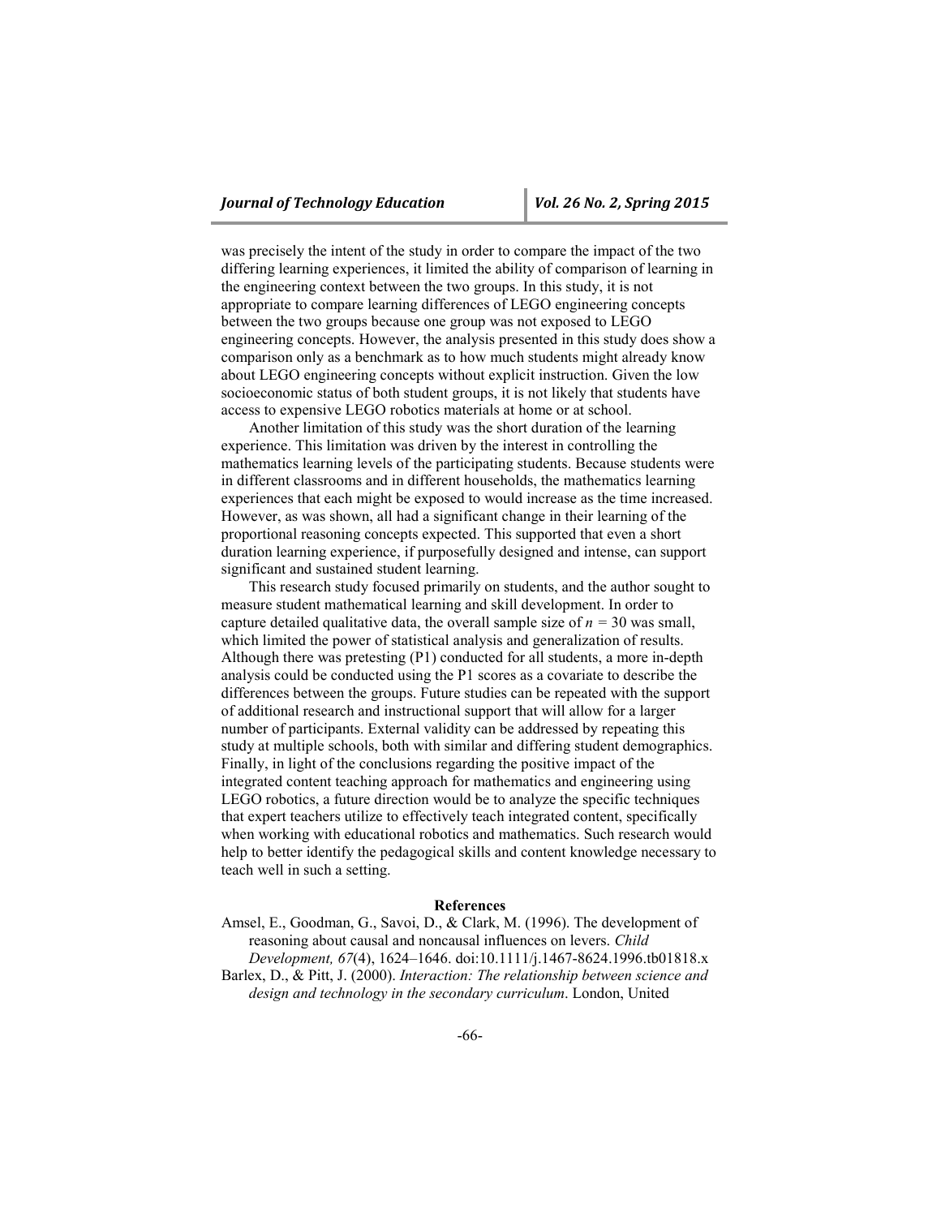was precisely the intent of the study in order to compare the impact of the two differing learning experiences, it limited the ability of comparison of learning in the engineering context between the two groups. In this study, it is not appropriate to compare learning differences of LEGO engineering concepts between the two groups because one group was not exposed to LEGO engineering concepts. However, the analysis presented in this study does show a comparison only as a benchmark as to how much students might already know about LEGO engineering concepts without explicit instruction. Given the low socioeconomic status of both student groups, it is not likely that students have access to expensive LEGO robotics materials at home or at school.

Another limitation of this study was the short duration of the learning experience. This limitation was driven by the interest in controlling the mathematics learning levels of the participating students. Because students were in different classrooms and in different households, the mathematics learning experiences that each might be exposed to would increase as the time increased. However, as was shown, all had a significant change in their learning of the proportional reasoning concepts expected. This supported that even a short duration learning experience, if purposefully designed and intense, can support significant and sustained student learning.

This research study focused primarily on students, and the author sought to measure student mathematical learning and skill development. In order to capture detailed qualitative data, the overall sample size of $n = 30$ was small, which limited the power of statistical analysis and generalization of results. Although there was pretesting (P1) conducted for all students, a more in-depth analysis could be conducted using the P1 scores as a covariate to describe the differences between the groups. Future studies can be repeated with the support of additional research and instructional support that will allow for a larger number of participants. External validity can be addressed by repeating this study at multiple schools, both with similar and differing student demographics. Finally, in light of the conclusions regarding the positive impact of the integrated content teaching approach for mathematics and engineering using LEGO robotics, a future direction would be to analyze the specific techniques that expert teachers utilize to effectively teach integrated content, specifically when working with educational robotics and mathematics. Such research would help to better identify the pedagogical skills and content knowledge necessary to teach well in such a setting.

## References

Amsel, E., Goodman, G., Savoi, D., & Clark, M. (1996). The development of reasoning about causal and noncausal influences on levers. *Child Development, 67*(4), 1624–1646. doi:10.1111/j.1467-8624.1996.tb01818.x

Barlex, D., & Pitt, J. (2000). *Interaction: The relationship between science and design and technology in the secondary curriculum*. London, United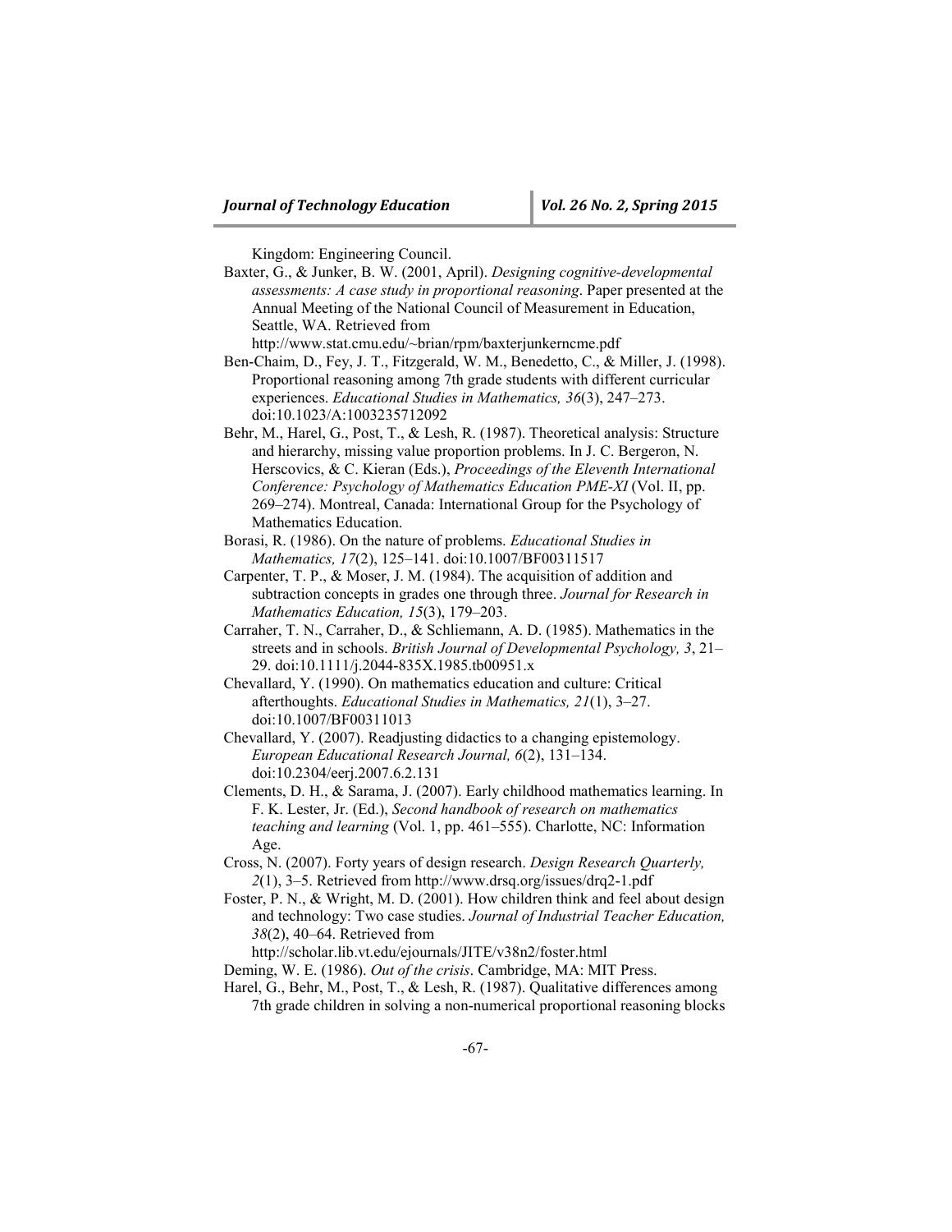Kingdom: Engineering Council.

Baxter, G., & Junker, B. W. (2001, April). *Designing cognitive-developmental assessments: A case study in proportional reasoning*. Paper presented at the Annual Meeting of the National Council of Measurement in Education, Seattle, WA. Retrieved from http://www.stat.cmu.edu/~brian/rpm/baxterjunkerncme.pdf

Ben-Chaim, D., Fey, J. T., Fitzgerald, W. M., Benedetto, C., & Miller, J. (1998). Proportional reasoning among 7th grade students with different curricular experiences. *Educational Studies in Mathematics, 36*(3), 247–273. doi:10.1023/A:1003235712092

Behr, M., Harel, G., Post, T., & Lesh, R. (1987). Theoretical analysis: Structure and hierarchy, missing value proportion problems. In J. C. Bergeron, N. Herscovics, & C. Kieran (Eds.), *Proceedings of the Eleventh International Conference: Psychology of Mathematics Education PME-XI* (Vol. II, pp. 269–274). Montreal, Canada: International Group for the Psychology of Mathematics Education.

Borasi, R. (1986). On the nature of problems. *Educational Studies in Mathematics, 17*(2), 125–141. doi:10.1007/BF00311517

Carpenter, T. P., & Moser, J. M. (1984). The acquisition of addition and subtraction concepts in grades one through three. *Journal for Research in Mathematics Education, 15*(3), 179–203.

Carraher, T. N., Carraher, D., & Schliemann, A. D. (1985). Mathematics in the streets and in schools. *British Journal of Developmental Psychology, 3*, 21–29. doi:10.1111/j.2044-835X.1985.tb00951.x

Chevallard, Y. (1990). On mathematics education and culture: Critical afterthoughts. *Educational Studies in Mathematics, 21*(1), 3–27. doi:10.1007/BF00311013

Chevallard, Y. (2007). Readjusting didactics to a changing epistemology. *European Educational Research Journal, 6*(2), 131–134. doi:10.2304/eerj.2007.6.2.131

Clements, D. H., & Sarama, J. (2007). Early childhood mathematics learning. In F. K. Lester, Jr. (Ed.), *Second handbook of research on mathematics teaching and learning* (Vol. 1, pp. 461–555). Charlotte, NC: Information Age.

Cross, N. (2007). Forty years of design research. *Design Research Quarterly, 2*(1), 3–5. Retrieved from http://www.drsq.org/issues/drq2-1.pdf

Foster, P. N., & Wright, M. D. (2001). How children think and feel about design and technology: Two case studies. *Journal of Industrial Teacher Education, 38*(2), 40–64. Retrieved from http://scholar.lib.vt.edu/ejournals/JITE/v38n2/foster.html

Deming, W. E. (1986). *Out of the crisis*. Cambridge, MA: MIT Press.

Harel, G., Behr, M., Post, T., & Lesh, R. (1987). Qualitative differences among 7th grade children in solving a non-numerical proportional reasoning blocks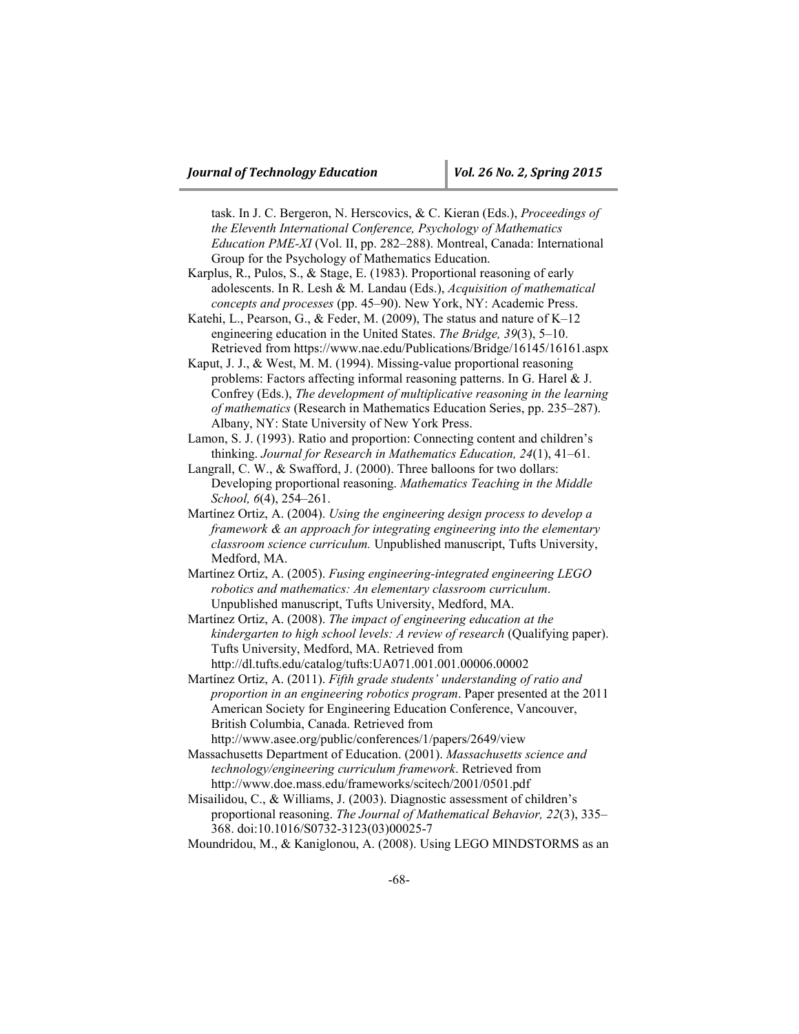task. In J. C. Bergeron, N. Herscovics, & C. Kieran (Eds.), *Proceedings of the Eleventh International Conference, Psychology of Mathematics Education PME-XI* (Vol. II, pp. 282–288). Montreal, Canada: International Group for the Psychology of Mathematics Education.

Karplus, R., Pulos, S., & Stage, E. (1983). Proportional reasoning of early adolescents. In R. Lesh & M. Landau (Eds.), *Acquisition of mathematical concepts and processes* (pp. 45–90). New York, NY: Academic Press.

Katehi, L., Pearson, G., & Feder, M. (2009), The status and nature of K–12 engineering education in the United States. *The Bridge, 39*(3), 5–10. Retrieved from https://www.nae.edu/Publications/Bridge/16145/16161.aspx

Kaput, J. J., & West, M. M. (1994). Missing-value proportional reasoning problems: Factors affecting informal reasoning patterns. In G. Harel & J. Confrey (Eds.), *The development of multiplicative reasoning in the learning of mathematics* (Research in Mathematics Education Series, pp. 235–287). Albany, NY: State University of New York Press.

Lamon, S. J. (1993). Ratio and proportion: Connecting content and children's thinking. *Journal for Research in Mathematics Education, 24*(1), 41–61.

Langrall, C. W., & Swafford, J. (2000). Three balloons for two dollars: Developing proportional reasoning. *Mathematics Teaching in the Middle School, 6*(4), 254–261.

Martínez Ortiz, A. (2004). *Using the engineering design process to develop a framework & an approach for integrating engineering into the elementary classroom science curriculum.* Unpublished manuscript, Tufts University, Medford, MA.

Martínez Ortiz, A. (2005). *Fusing engineering-integrated engineering LEGO robotics and mathematics: An elementary classroom curriculum*. Unpublished manuscript, Tufts University, Medford, MA.

Martínez Ortiz, A. (2008). *The impact of engineering education at the kindergarten to high school levels: A review of research* (Qualifying paper). Tufts University, Medford, MA. Retrieved from http://dl.tufts.edu/catalog/tufts:UA071.001.001.00006.00002

Martínez Ortiz, A. (2011). *Fifth grade students' understanding of ratio and proportion in an engineering robotics program*. Paper presented at the 2011 American Society for Engineering Education Conference, Vancouver, British Columbia, Canada. Retrieved from http://www.asee.org/public/conferences/1/papers/2649/view

Massachusetts Department of Education. (2001). *Massachusetts science and technology/engineering curriculum framework*. Retrieved from http://www.doe.mass.edu/frameworks/scitech/2001/0501.pdf

Misailidou, C., & Williams, J. (2003). Diagnostic assessment of children's proportional reasoning. *The Journal of Mathematical Behavior, 22*(3), 335–368. doi:10.1016/S0732-3123(03)00025-7

Moundridou, M., & Kaniglonou, A. (2008). Using LEGO MINDSTORMS as an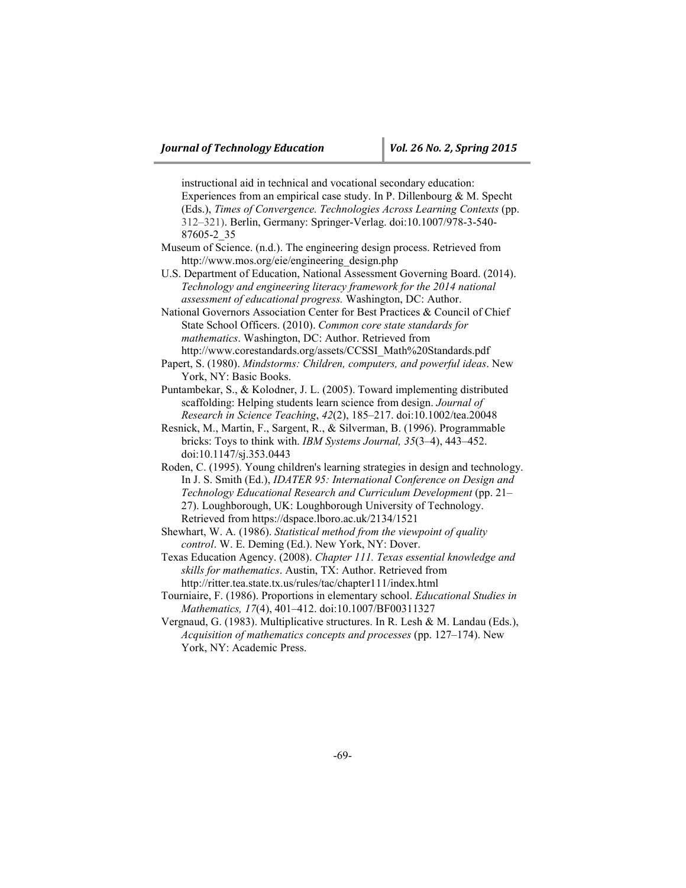instructional aid in technical and vocational secondary education: Experiences from an empirical case study. In P. Dillenbourg & M. Specht (Eds.), *Times of Convergence. Technologies Across Learning Contexts* (pp. 312–321). Berlin, Germany: Springer-Verlag. doi:10.1007/978-3-540-87605-2_35

Museum of Science. (n.d.). The engineering design process. Retrieved from http://www.mos.org/eie/engineering_design.php

U.S. Department of Education, National Assessment Governing Board. (2014). *Technology and engineering literacy framework for the 2014 national assessment of educational progress.* Washington, DC: Author.

National Governors Association Center for Best Practices & Council of Chief State School Officers. (2010). *Common core state standards for mathematics*. Washington, DC: Author. Retrieved from http://www.corestandards.org/assets/CCSSI_Math%20Standards.pdf

Papert, S. (1980). *Mindstorms: Children, computers, and powerful ideas*. New York, NY: Basic Books.

Puntambekar, S., & Kolodner, J. L. (2005). Toward implementing distributed scaffolding: Helping students learn science from design. *Journal of Research in Science Teaching*, *42*(2), 185–217. doi:10.1002/tea.20048

Resnick, M., Martin, F., Sargent, R., & Silverman, B. (1996). Programmable bricks: Toys to think with. *IBM Systems Journal, 35*(3–4), 443–452. doi:10.1147/sj.353.0443

Roden, C. (1995). Young children's learning strategies in design and technology. In J. S. Smith (Ed.), *IDATER 95: International Conference on Design and Technology Educational Research and Curriculum Development* (pp. 21–27). Loughborough, UK: Loughborough University of Technology. Retrieved from https://dspace.lboro.ac.uk/2134/1521

Shewhart, W. A. (1986). *Statistical method from the viewpoint of quality control*. W. E. Deming (Ed.). New York, NY: Dover.

Texas Education Agency. (2008). *Chapter 111. Texas essential knowledge and skills for mathematics*. Austin, TX: Author. Retrieved from http://ritter.tea.state.tx.us/rules/tac/chapter111/index.html

Tourniaire, F. (1986). Proportions in elementary school. *Educational Studies in Mathematics, 17*(4), 401–412. doi:10.1007/BF00311327

Vergnaud, G. (1983). Multiplicative structures. In R. Lesh & M. Landau (Eds.), *Acquisition of mathematics concepts and processes* (pp. 127–174). New York, NY: Academic Press.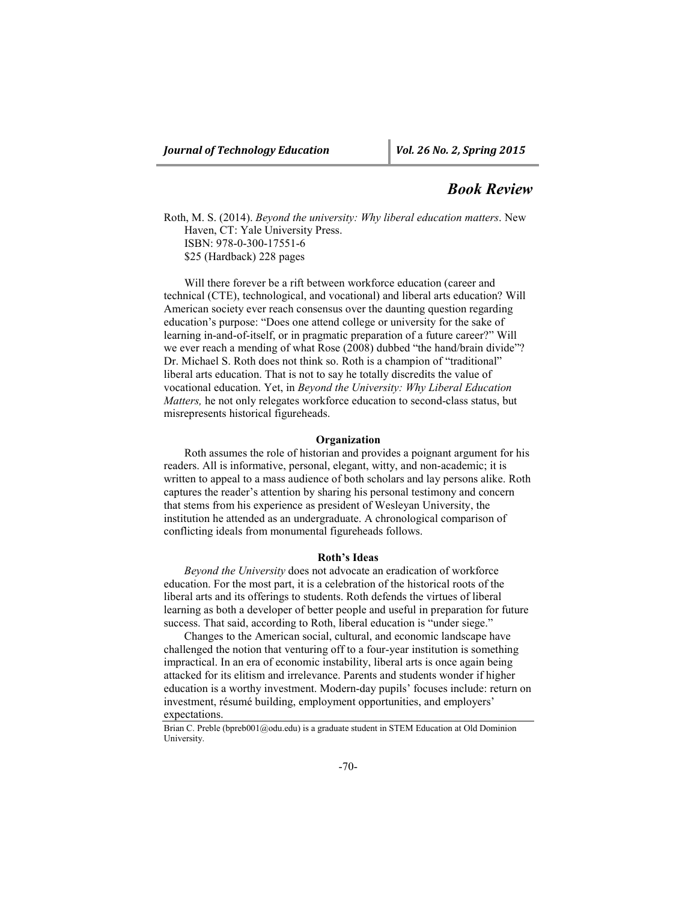## Book Review

Roth, M. S. (2014). *Beyond the university: Why liberal education matters*. New Haven, CT: Yale University Press.
ISBN: 978-0-300-17551-6
$25 (Hardback) 228 pages

Will there forever be a rift between workforce education (career and technical (CTE), technological, and vocational) and liberal arts education? Will American society ever reach consensus over the daunting question regarding education's purpose: "Does one attend college or university for the sake of learning in-and-of-itself, or in pragmatic preparation of a future career?" Will we ever reach a mending of what Rose (2008) dubbed "the hand/brain divide"? Dr. Michael S. Roth does not think so. Roth is a champion of "traditional" liberal arts education. That is not to say he totally discredits the value of vocational education. Yet, in *Beyond the University: Why Liberal Education Matters,* he not only relegates workforce education to second-class status, but misrepresents historical figureheads.

### Organization

Roth assumes the role of historian and provides a poignant argument for his readers. All is informative, personal, elegant, witty, and non-academic; it is written to appeal to a mass audience of both scholars and lay persons alike. Roth captures the reader's attention by sharing his personal testimony and concern that stems from his experience as president of Wesleyan University, the institution he attended as an undergraduate. A chronological comparison of conflicting ideals from monumental figureheads follows.

### Roth's Ideas

*Beyond the University* does not advocate an eradication of workforce education. For the most part, it is a celebration of the historical roots of the liberal arts and its offerings to students. Roth defends the virtues of liberal learning as both a developer of better people and useful in preparation for future success. That said, according to Roth, liberal education is "under siege."

Changes to the American social, cultural, and economic landscape have challenged the notion that venturing off to a four-year institution is something impractical. In an era of economic instability, liberal arts is once again being attacked for its elitism and irrelevance. Parents and students wonder if higher education is a worthy investment. Modern-day pupils' focuses include: return on investment, résumé building, employment opportunities, and employers' expectations.

Brian C. Preble (bpreb001@odu.edu) is a graduate student in STEM Education at Old Dominion University.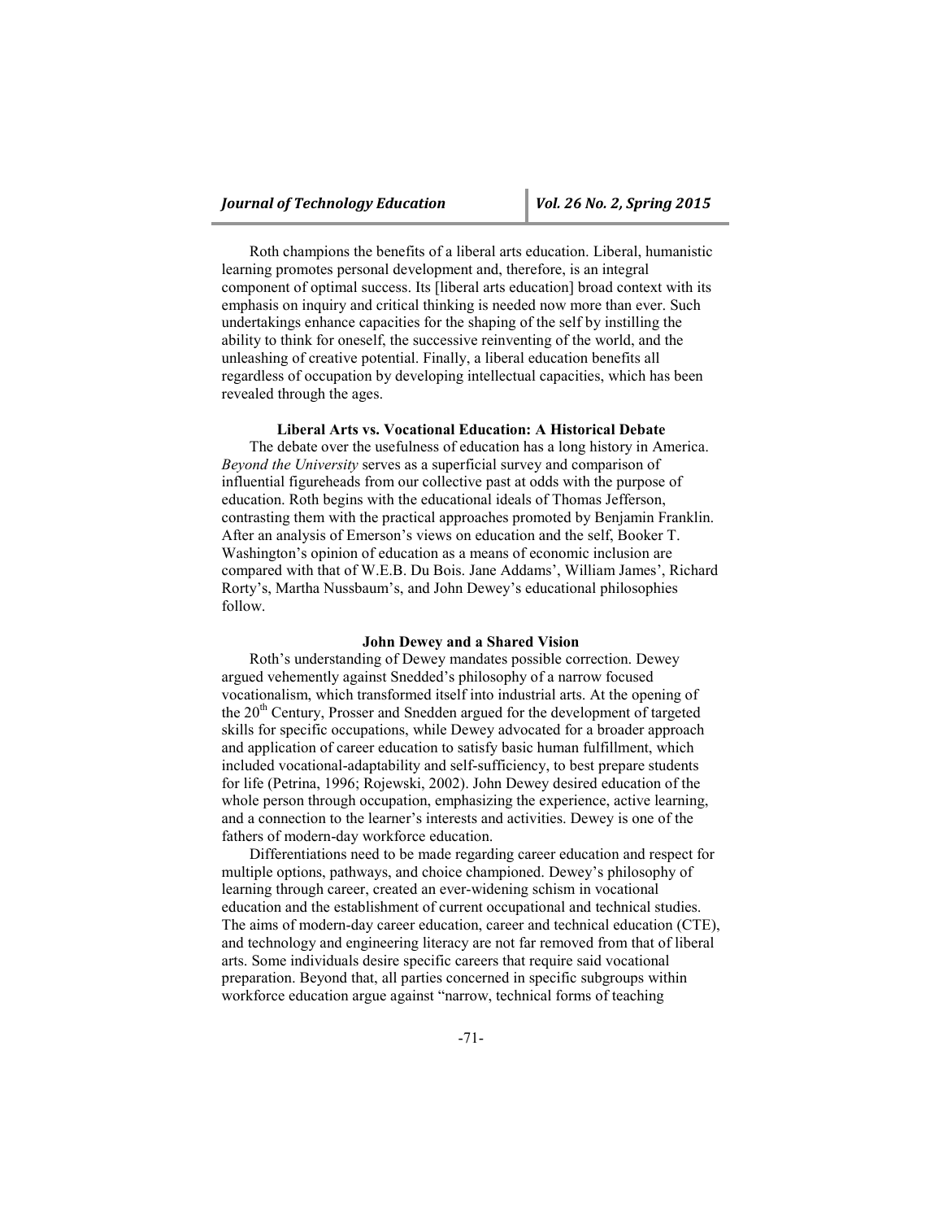Roth champions the benefits of a liberal arts education. Liberal, humanistic learning promotes personal development and, therefore, is an integral component of optimal success. Its [liberal arts education] broad context with its emphasis on inquiry and critical thinking is needed now more than ever. Such undertakings enhance capacities for the shaping of the self by instilling the ability to think for oneself, the successive reinventing of the world, and the unleashing of creative potential. Finally, a liberal education benefits all regardless of occupation by developing intellectual capacities, which has been revealed through the ages.

### Liberal Arts vs. Vocational Education: A Historical Debate

The debate over the usefulness of education has a long history in America. *Beyond the University* serves as a superficial survey and comparison of influential figureheads from our collective past at odds with the purpose of education. Roth begins with the educational ideals of Thomas Jefferson, contrasting them with the practical approaches promoted by Benjamin Franklin. After an analysis of Emerson's views on education and the self, Booker T. Washington's opinion of education as a means of economic inclusion are compared with that of W.E.B. Du Bois. Jane Addams', William James', Richard Rorty's, Martha Nussbaum's, and John Dewey's educational philosophies follow.

### John Dewey and a Shared Vision

Roth's understanding of Dewey mandates possible correction. Dewey argued vehemently against Snedded's philosophy of a narrow focused vocationalism, which transformed itself into industrial arts. At the opening of the 20th Century, Prosser and Snedden argued for the development of targeted skills for specific occupations, while Dewey advocated for a broader approach and application of career education to satisfy basic human fulfillment, which included vocational-adaptability and self-sufficiency, to best prepare students for life (Petrina, 1996; Rojewski, 2002). John Dewey desired education of the whole person through occupation, emphasizing the experience, active learning, and a connection to the learner's interests and activities. Dewey is one of the fathers of modern-day workforce education.

Differentiations need to be made regarding career education and respect for multiple options, pathways, and choice championed. Dewey's philosophy of learning through career, created an ever-widening schism in vocational education and the establishment of current occupational and technical studies. The aims of modern-day career education, career and technical education (CTE), and technology and engineering literacy are not far removed from that of liberal arts. Some individuals desire specific careers that require said vocational preparation. Beyond that, all parties concerned in specific subgroups within workforce education argue against "narrow, technical forms of teaching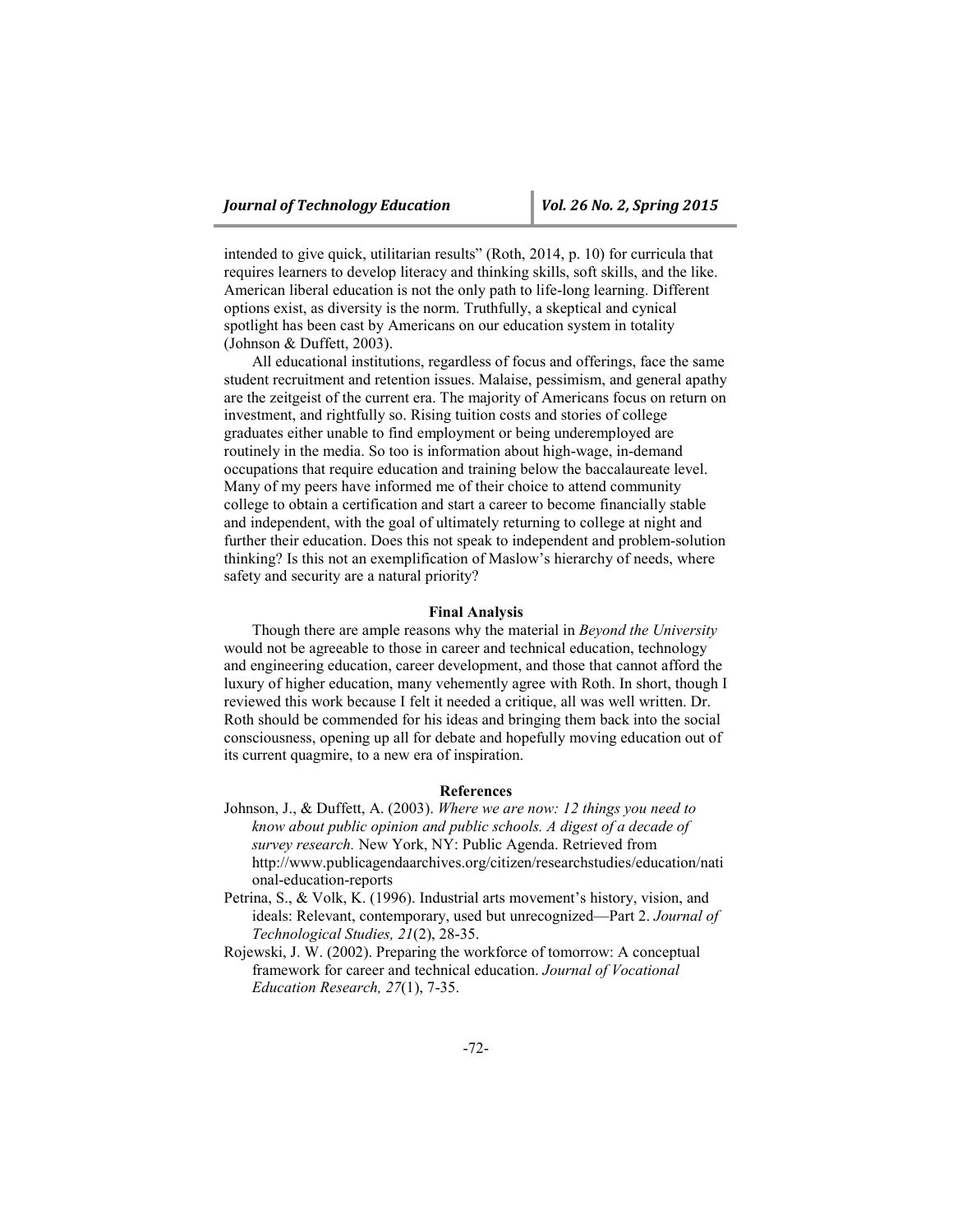intended to give quick, utilitarian results" (Roth, 2014, p. 10) for curricula that requires learners to develop literacy and thinking skills, soft skills, and the like. American liberal education is not the only path to life-long learning. Different options exist, as diversity is the norm. Truthfully, a skeptical and cynical spotlight has been cast by Americans on our education system in totality (Johnson & Duffett, 2003).

All educational institutions, regardless of focus and offerings, face the same student recruitment and retention issues. Malaise, pessimism, and general apathy are the zeitgeist of the current era. The majority of Americans focus on return on investment, and rightfully so. Rising tuition costs and stories of college graduates either unable to find employment or being underemployed are routinely in the media. So too is information about high-wage, in-demand occupations that require education and training below the baccalaureate level. Many of my peers have informed me of their choice to attend community college to obtain a certification and start a career to become financially stable and independent, with the goal of ultimately returning to college at night and further their education. Does this not speak to independent and problem-solution thinking? Is this not an exemplification of Maslow's hierarchy of needs, where safety and security are a natural priority?

## Final Analysis

Though there are ample reasons why the material in *Beyond the University* would not be agreeable to those in career and technical education, technology and engineering education, career development, and those that cannot afford the luxury of higher education, many vehemently agree with Roth. In short, though I reviewed this work because I felt it needed a critique, all was well written. Dr. Roth should be commended for his ideas and bringing them back into the social consciousness, opening up all for debate and hopefully moving education out of its current quagmire, to a new era of inspiration.

## References

Johnson, J., & Duffett, A. (2003). *Where we are now: 12 things you need to know about public opinion and public schools. A digest of a decade of survey research.* New York, NY: Public Agenda. Retrieved from http://www.publicagendaarchives.org/citizen/researchstudies/education/national-education-reports

Petrina, S., & Volk, K. (1996). Industrial arts movement's history, vision, and ideals: Relevant, contemporary, used but unrecognized—Part 2. *Journal of Technological Studies, 21*(2), 28-35.

Rojewski, J. W. (2002). Preparing the workforce of tomorrow: A conceptual framework for career and technical education. *Journal of Vocational Education Research, 27*(1), 7-35.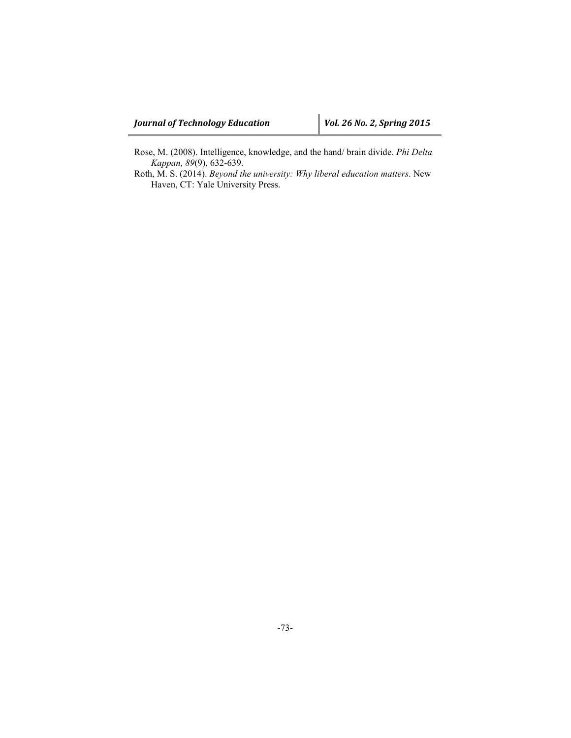Rose, M. (2008). Intelligence, knowledge, and the hand/ brain divide. *Phi Delta Kappan, 89*(9), 632-639.

Roth, M. S. (2014). *Beyond the university: Why liberal education matters*. New Haven, CT: Yale University Press.